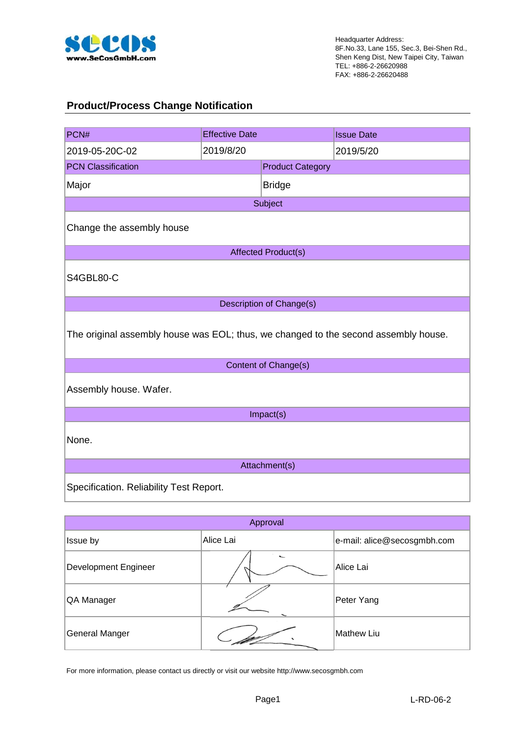Headquarter Address:
8F.No.33, Lane 155, Sec.3, Bei-Shen Rd.,
Shen Keng Dist, New Taipei City, Taiwan
TEL: +886-2-26620988
FAX: +886-2-26620488

## Product/Process Change Notification

| PCN# | Effective Date | Issue Date |
|---|---|---|
| 2019-05-20C-02 | 2019/8/20 | 2019/5/20 |

| PCN Classification | Product Category |
|---|---|
| Major | Bridge |

| Subject |
|---|
| Change the assembly house |

| Affected Product(s) |
|---|
| S4GBL80-C |

| Description of Change(s) |
|---|
| The original assembly house was EOL; thus, we changed to the second assembly house. |

| Content of Change(s) |
|---|
| Assembly house. Wafer. |

| Impact(s) |
|---|
| None. |

| Attachment(s) |
|---|
| Specification. Reliability Test Report. |

| Approval | | |
|---|---|---|
| Issue by | Alice Lai | e-mail: alice@secosgmbh.com |
| Development Engineer | | Alice Lai |
| QA Manager | | Peter Yang |
| General Manger | | Mathew Liu |

For more information, please contact us directly or visit our website http://www.secosgmbh.com

L-RD-06-2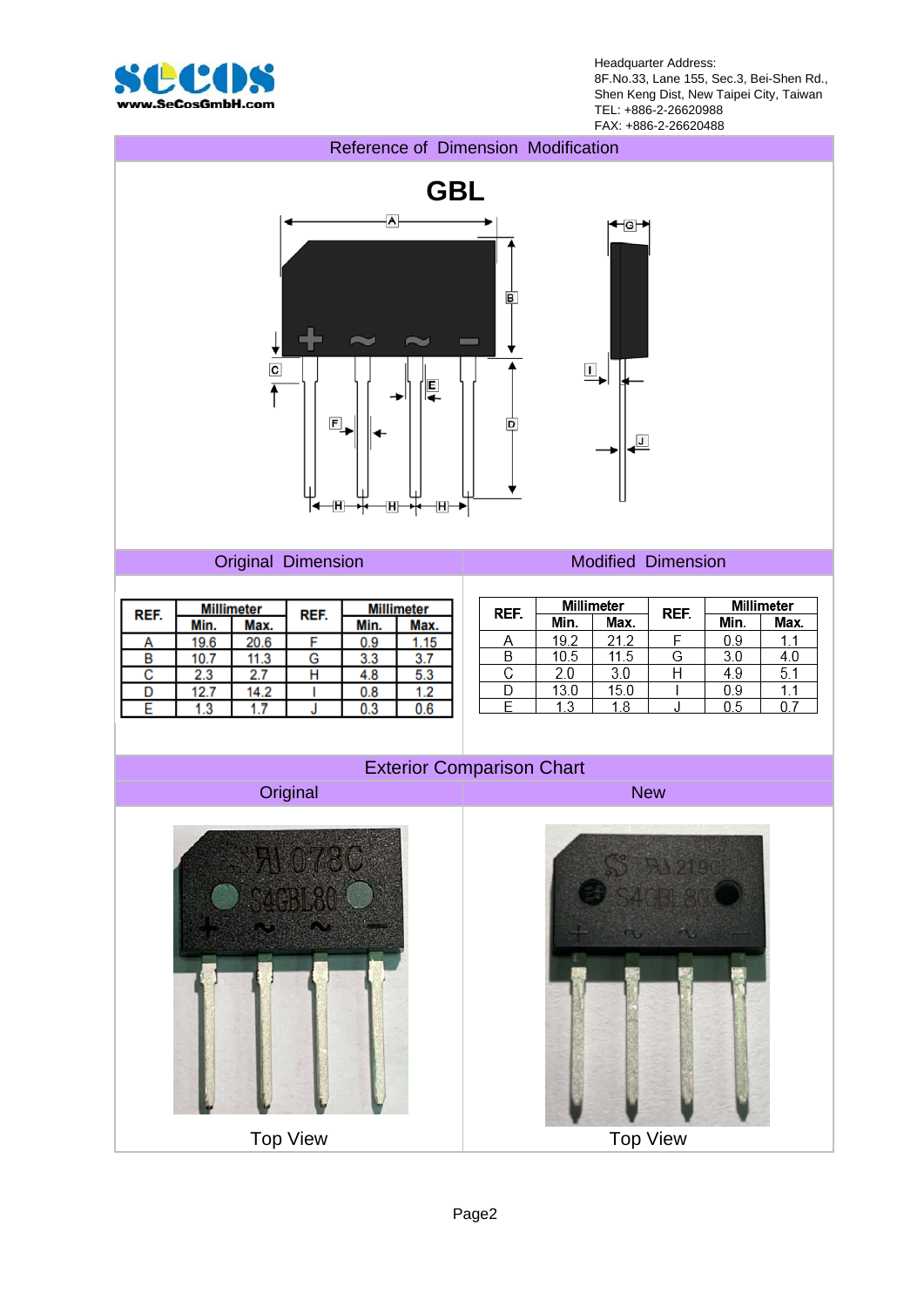Headquarter Address:
8F.No.33, Lane 155, Sec.3, Bei-Shen Rd.,
Shen Keng Dist, New Taipei City, Taiwan
TEL: +886-2-26620988
FAX: +886-2-26620488

## Reference of Dimension Modification

### GBL

## Original Dimension

| REF. | Millimeter | | REF. | Millimeter | |
|---|---|---|---|---|---|
| | Min. | Max. | | Min. | Max. |
| A | 19.6 | 20.6 | F | 0.9 | 1.15 |
| B | 10.7 | 11.3 | G | 3.3 | 3.7 |
| C | 2.3 | 2.7 | H | 4.8 | 5.3 |
| D | 12.7 | 14.2 | I | 0.8 | 1.2 |
| E | 1.3 | 1.7 | J | 0.3 | 0.6 |

## Modified Dimension

| REF. | Millimeter | | REF. | Millimeter | |
|---|---|---|---|---|---|
| | Min. | Max. | | Min. | Max. |
| A | 19.2 | 21.2 | F | 0.9 | 1.1 |
| B | 10.5 | 11.5 | G | 3.0 | 4.0 |
| C | 2.0 | 3.0 | H | 4.9 | 5.1 |
| D | 13.0 | 15.0 | I | 0.9 | 1.1 |
| E | 1.3 | 1.8 | J | 0.5 | 0.7 |

## Exterior Comparison Chart

| Original | New |
|---|---|
| Top View | Top View |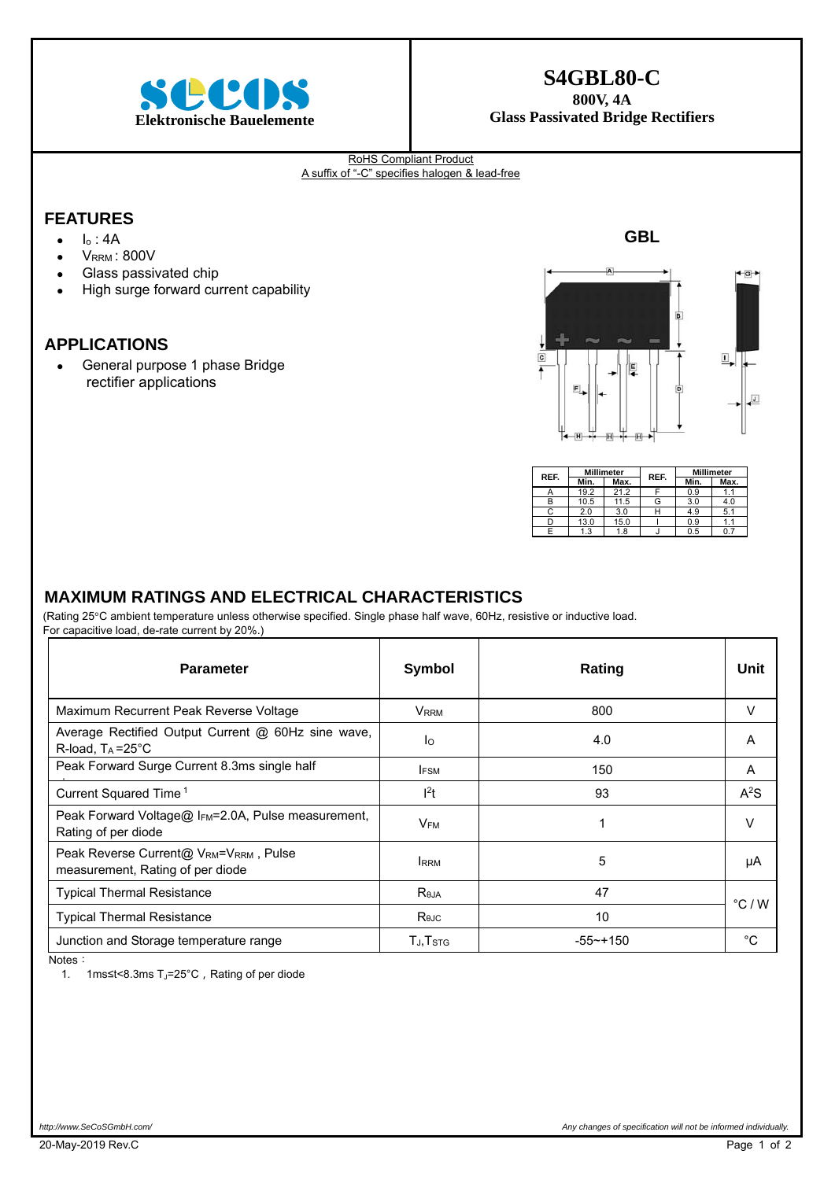**secos**
**Elektronische Bauelemente**

# S4GBL80-C

**800V, 4A**
**Glass Passivated Bridge Rectifiers**

RoHS Compliant Product
A suffix of "-C" specifies halogen & lead-free

## FEATURES

- $I_o$ : 4A
- $V_{RRM}$ : 800V
- Glass passivated chip
- High surge forward current capability

## APPLICATIONS

- General purpose 1 phase Bridge rectifier applications

**GBL**

| REF. | Millimeter | | REF. | Millimeter | |
|---|---|---|---|---|---|
| | Min. | Max. | | Min. | Max. |
| A | 19.2 | 21.2 | F | 0.9 | 1.1 |
| B | 10.5 | 11.5 | G | 3.0 | 4.0 |
| C | 2.0 | 3.0 | H | 4.9 | 5.1 |
| D | 13.0 | 15.0 | I | 0.9 | 1.1 |
| E | 1.3 | 1.8 | J | 0.5 | 0.7 |

## MAXIMUM RATINGS AND ELECTRICAL CHARACTERISTICS

(Rating 25°C ambient temperature unless otherwise specified. Single phase half wave, 60Hz, resistive or inductive load.
For capacitive load, de-rate current by 20%.)

| Parameter | Symbol | Rating | Unit |
|---|---|---|---|
| Maximum Recurrent Peak Reverse Voltage | $V_{RRM}$ | 800 | V |
| Average Rectified Output Current @ 60Hz sine wave, R-load, $T_A$ =25°C | $I_O$ | 4.0 | A |
| Peak Forward Surge Current 8.3ms single half | $I_{FSM}$ | 150 | A |
| Current Squared Time [1] | $I^2t$ | 93 | $A^2S$ |
| Peak Forward Voltage@ $I_{FM}$=2.0A, Pulse measurement, Rating of per diode | $V_{FM}$ | 1 | V |
| Peak Reverse Current@ $V_{RM}$=$V_{RRM}$ , Pulse measurement, Rating of per diode | $I_{RRM}$ | 5 | μA |
| Typical Thermal Resistance | $R_{θJA}$ | 47 | °C / W |
| Typical Thermal Resistance | $R_{θJC}$ | 10 | °C / W |
| Junction and Storage temperature range | $T_J$,$T_{STG}$ | -55~+150 | °C |

Notes：

1. 1ms≤t<8.3ms $T_J$=25°C，Rating of per diode

*http://www.SeCoSGmbH.com/*

*Any changes of specification will not be informed individually.*

20-May-2019 Rev.C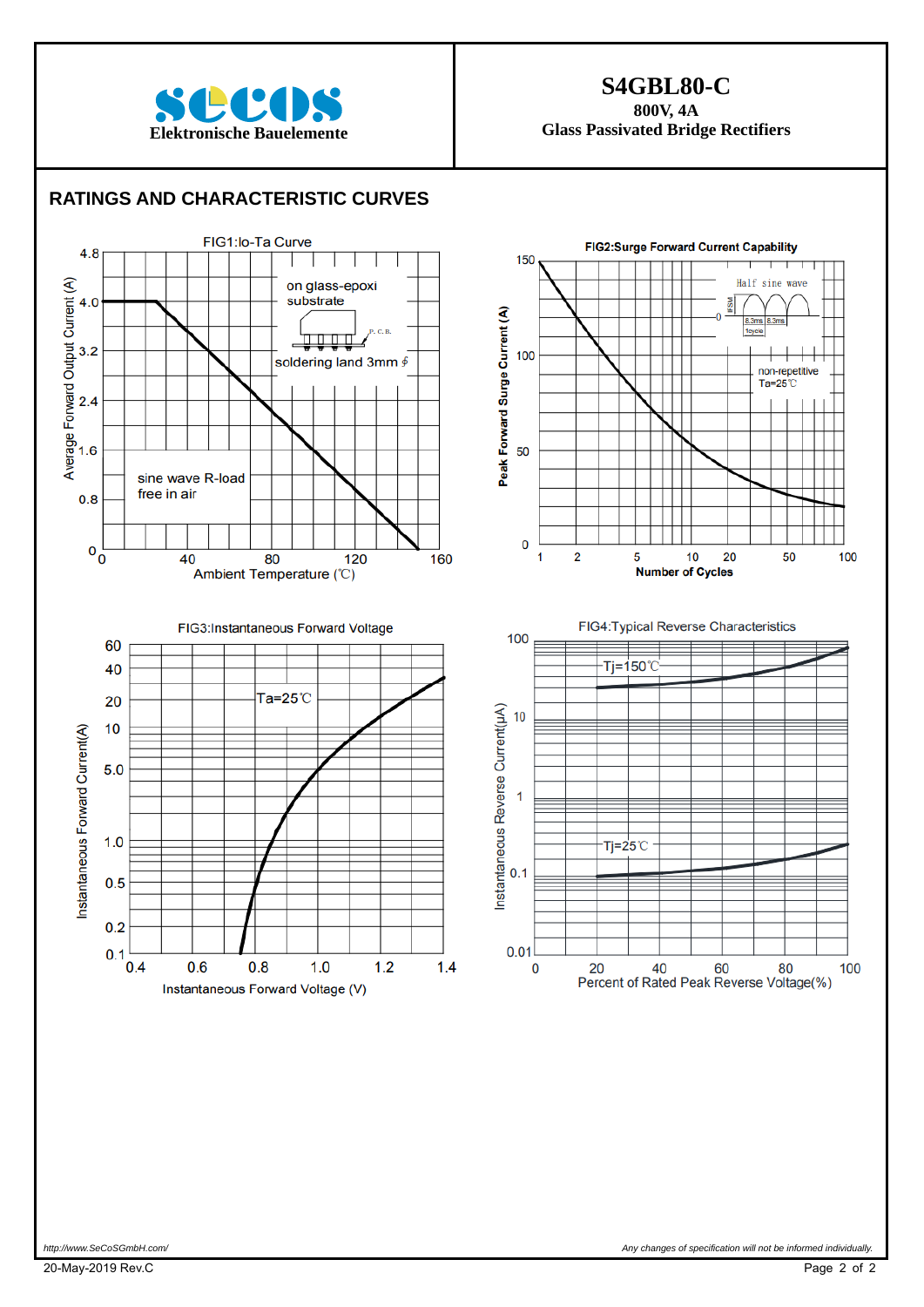**secos**
**Elektronische Bauelemente**

**S4GBL80-C**
**800V, 4A**
**Glass Passivated Bridge Rectifiers**

## RATINGS AND CHARACTERISTIC CURVES

FIG1:Io-Ta Curve

Average Forward Output Current (A)

on glass-epoxi substrate

P. C. B.

soldering land 3mm ∮

sine wave R-load
free in air

Ambient Temperature (℃)

FIG2:Surge Forward Current Capability

Peak Forward Surge Current (A)

Half sine wave

non-repetitive
Ta=25℃

Number of Cycles

FIG3:Instantaneous Forward Voltage

Instantaneous Forward Current(A)

Ta=25℃

Instantaneous Forward Voltage (V)

FIG4:Typical Reverse Characteristics

Instantaneous Reverse Current(μA)

Tj=150℃

Tj=25℃

Percent of Rated Peak Reverse Voltage(%)

*http://www.SeCoSGmbH.com/*

*Any changes of specification will not be informed individually.*

20-May-2019 Rev.C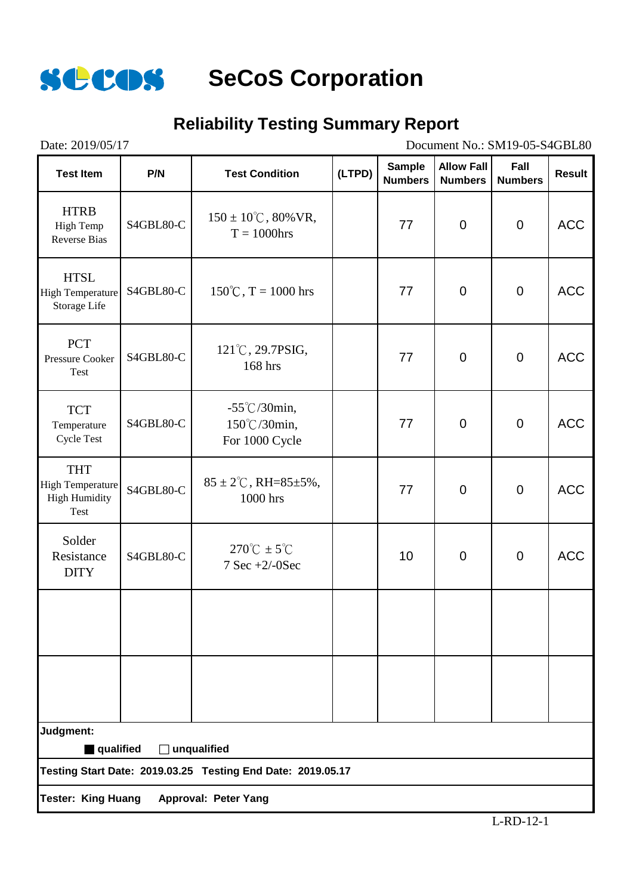# SeCoS Corporation

## Reliability Testing Summary Report

Date: 2019/05/17 Document No.: SM19-05-S4GBL80

| Test Item | P/N | Test Condition | (LTPD) | Sample Numbers | Allow Fall Numbers | Fall Numbers | Result |
|---|---|---|---|---|---|---|---|
| HTRB High Temp Reverse Bias | S4GBL80-C | 150 ± 10℃, 80%VR, T = 1000hrs | | 77 | 0 | 0 | ACC |
| HTSL High Temperature Storage Life | S4GBL80-C | 150℃, T = 1000 hrs | | 77 | 0 | 0 | ACC |
| PCT Pressure Cooker Test | S4GBL80-C | 121℃, 29.7PSIG, 168 hrs | | 77 | 0 | 0 | ACC |
| TCT Temperature Cycle Test | S4GBL80-C | -55℃/30min, 150℃/30min, For 1000 Cycle | | 77 | 0 | 0 | ACC |
| THT High Temperature High Humidity Test | S4GBL80-C | 85 ± 2℃, RH=85±5%, 1000 hrs | | 77 | 0 | 0 | ACC |
| Solder Resistance DITY | S4GBL80-C | 270℃ ± 5℃ 7 Sec +2/-0Sec | | 10 | 0 | 0 | ACC |
| | | | | | | | |
| | | | | | | | |

**Judgment:**

■ **qualified** □ **unqualified**

**Testing Start Date: 2019.03.25 Testing End Date: 2019.05.17**

**Tester: King Huang Approval: Peter Yang**

L-RD-12-1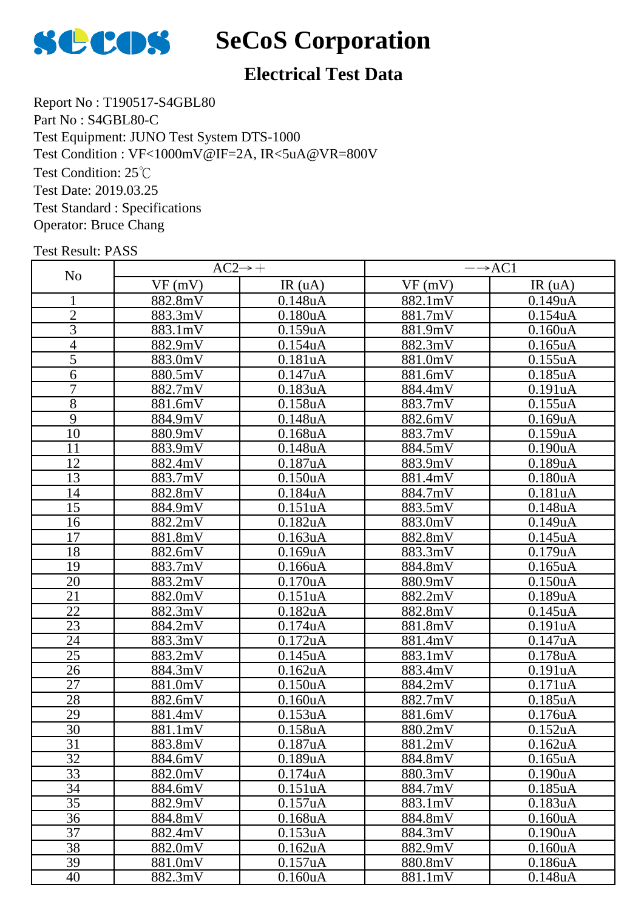# SeCoS Corporation

## Electrical Test Data

Report No : T190517-S4GBL80
Part No : S4GBL80-C
Test Equipment: JUNO Test System DTS-1000
Test Condition : VF<1000mV@IF=2A, IR<5uA@VR=800V
Test Condition: 25℃
Test Date: 2019.03.25
Test Standard : Specifications
Operator: Bruce Chang

Test Result: PASS

| No | AC2→＋ | | －→AC1 | |
|---|---|---|---|---|
| | VF (mV) | IR (uA) | VF (mV) | IR (uA) |
| 1 | 882.8mV | 0.148uA | 882.1mV | 0.149uA |
| 2 | 883.3mV | 0.180uA | 881.7mV | 0.154uA |
| 3 | 883.1mV | 0.159uA | 881.9mV | 0.160uA |
| 4 | 882.9mV | 0.154uA | 882.3mV | 0.165uA |
| 5 | 883.0mV | 0.181uA | 881.0mV | 0.155uA |
| 6 | 880.5mV | 0.147uA | 881.6mV | 0.185uA |
| 7 | 882.7mV | 0.183uA | 884.4mV | 0.191uA |
| 8 | 881.6mV | 0.158uA | 883.7mV | 0.155uA |
| 9 | 884.9mV | 0.148uA | 882.6mV | 0.169uA |
| 10 | 880.9mV | 0.168uA | 883.7mV | 0.159uA |
| 11 | 883.9mV | 0.148uA | 884.5mV | 0.190uA |
| 12 | 882.4mV | 0.187uA | 883.9mV | 0.189uA |
| 13 | 883.7mV | 0.150uA | 881.4mV | 0.180uA |
| 14 | 882.8mV | 0.184uA | 884.7mV | 0.181uA |
| 15 | 884.9mV | 0.151uA | 883.5mV | 0.148uA |
| 16 | 882.2mV | 0.182uA | 883.0mV | 0.149uA |
| 17 | 881.8mV | 0.163uA | 882.8mV | 0.145uA |
| 18 | 882.6mV | 0.169uA | 883.3mV | 0.179uA |
| 19 | 883.7mV | 0.166uA | 884.8mV | 0.165uA |
| 20 | 883.2mV | 0.170uA | 880.9mV | 0.150uA |
| 21 | 882.0mV | 0.151uA | 882.2mV | 0.189uA |
| 22 | 882.3mV | 0.182uA | 882.8mV | 0.145uA |
| 23 | 884.2mV | 0.174uA | 881.8mV | 0.191uA |
| 24 | 883.3mV | 0.172uA | 881.4mV | 0.147uA |
| 25 | 883.2mV | 0.145uA | 883.1mV | 0.178uA |
| 26 | 884.3mV | 0.162uA | 883.4mV | 0.191uA |
| 27 | 881.0mV | 0.150uA | 884.2mV | 0.171uA |
| 28 | 882.6mV | 0.160uA | 882.7mV | 0.185uA |
| 29 | 881.4mV | 0.153uA | 881.6mV | 0.176uA |
| 30 | 881.1mV | 0.158uA | 880.2mV | 0.152uA |
| 31 | 883.8mV | 0.187uA | 881.2mV | 0.162uA |
| 32 | 884.6mV | 0.189uA | 884.8mV | 0.165uA |
| 33 | 882.0mV | 0.174uA | 880.3mV | 0.190uA |
| 34 | 884.6mV | 0.151uA | 884.7mV | 0.185uA |
| 35 | 882.9mV | 0.157uA | 883.1mV | 0.183uA |
| 36 | 884.8mV | 0.168uA | 884.8mV | 0.160uA |
| 37 | 882.4mV | 0.153uA | 884.3mV | 0.190uA |
| 38 | 882.0mV | 0.162uA | 882.9mV | 0.160uA |
| 39 | 881.0mV | 0.157uA | 880.8mV | 0.186uA |
| 40 | 882.3mV | 0.160uA | 881.1mV | 0.148uA |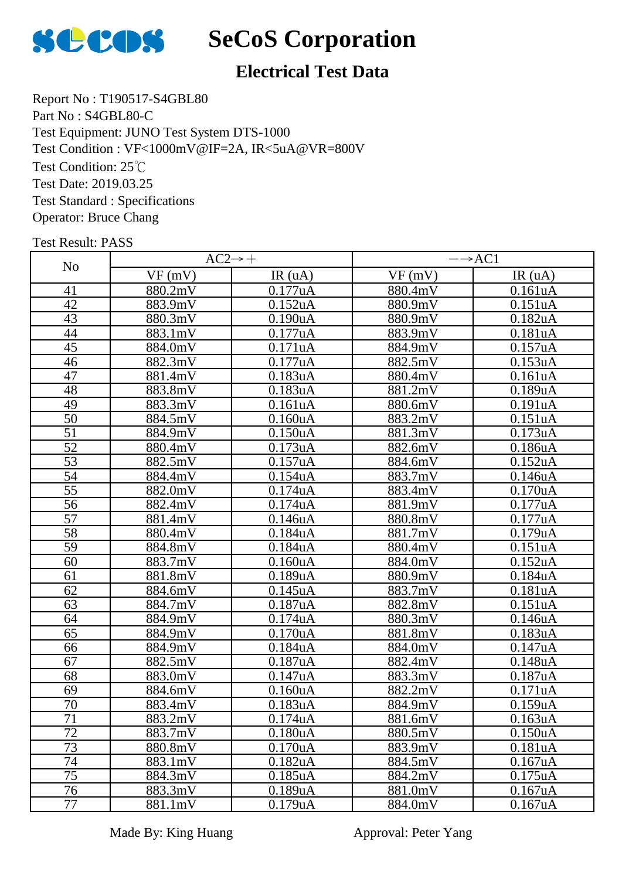# SeCoS Corporation

## Electrical Test Data

Report No : T190517-S4GBL80
Part No : S4GBL80-C
Test Equipment: JUNO Test System DTS-1000
Test Condition : VF<1000mV@IF=2A, IR<5uA@VR=800V
Test Condition: 25℃
Test Date: 2019.03.25
Test Standard : Specifications
Operator: Bruce Chang

Test Result: PASS

| No | AC2→＋ | | －→AC1 | |
|---|---|---|---|---|
| | VF (mV) | IR (uA) | VF (mV) | IR (uA) |
| 41 | 880.2mV | 0.177uA | 880.4mV | 0.161uA |
| 42 | 883.9mV | 0.152uA | 880.9mV | 0.151uA |
| 43 | 880.3mV | 0.190uA | 880.9mV | 0.182uA |
| 44 | 883.1mV | 0.177uA | 883.9mV | 0.181uA |
| 45 | 884.0mV | 0.171uA | 884.9mV | 0.157uA |
| 46 | 882.3mV | 0.177uA | 882.5mV | 0.153uA |
| 47 | 881.4mV | 0.183uA | 880.4mV | 0.161uA |
| 48 | 883.8mV | 0.183uA | 881.2mV | 0.189uA |
| 49 | 883.3mV | 0.161uA | 880.6mV | 0.191uA |
| 50 | 884.5mV | 0.160uA | 883.2mV | 0.151uA |
| 51 | 884.9mV | 0.150uA | 881.3mV | 0.173uA |
| 52 | 880.4mV | 0.173uA | 882.6mV | 0.186uA |
| 53 | 882.5mV | 0.157uA | 884.6mV | 0.152uA |
| 54 | 884.4mV | 0.154uA | 883.7mV | 0.146uA |
| 55 | 882.0mV | 0.174uA | 883.4mV | 0.170uA |
| 56 | 882.4mV | 0.174uA | 881.9mV | 0.177uA |
| 57 | 881.4mV | 0.146uA | 880.8mV | 0.177uA |
| 58 | 880.4mV | 0.184uA | 881.7mV | 0.179uA |
| 59 | 884.8mV | 0.184uA | 880.4mV | 0.151uA |
| 60 | 883.7mV | 0.160uA | 884.0mV | 0.152uA |
| 61 | 881.8mV | 0.189uA | 880.9mV | 0.184uA |
| 62 | 884.6mV | 0.145uA | 883.7mV | 0.181uA |
| 63 | 884.7mV | 0.187uA | 882.8mV | 0.151uA |
| 64 | 884.9mV | 0.174uA | 880.3mV | 0.146uA |
| 65 | 884.9mV | 0.170uA | 881.8mV | 0.183uA |
| 66 | 884.9mV | 0.184uA | 884.0mV | 0.147uA |
| 67 | 882.5mV | 0.187uA | 882.4mV | 0.148uA |
| 68 | 883.0mV | 0.147uA | 883.3mV | 0.187uA |
| 69 | 884.6mV | 0.160uA | 882.2mV | 0.171uA |
| 70 | 883.4mV | 0.183uA | 884.9mV | 0.159uA |
| 71 | 883.2mV | 0.174uA | 881.6mV | 0.163uA |
| 72 | 883.7mV | 0.180uA | 880.5mV | 0.150uA |
| 73 | 880.8mV | 0.170uA | 883.9mV | 0.181uA |
| 74 | 883.1mV | 0.182uA | 884.5mV | 0.167uA |
| 75 | 884.3mV | 0.185uA | 884.2mV | 0.175uA |
| 76 | 883.3mV | 0.189uA | 881.0mV | 0.167uA |
| 77 | 881.1mV | 0.179uA | 884.0mV | 0.167uA |

Made By: King Huang　　　　　　　　Approval: Peter Yang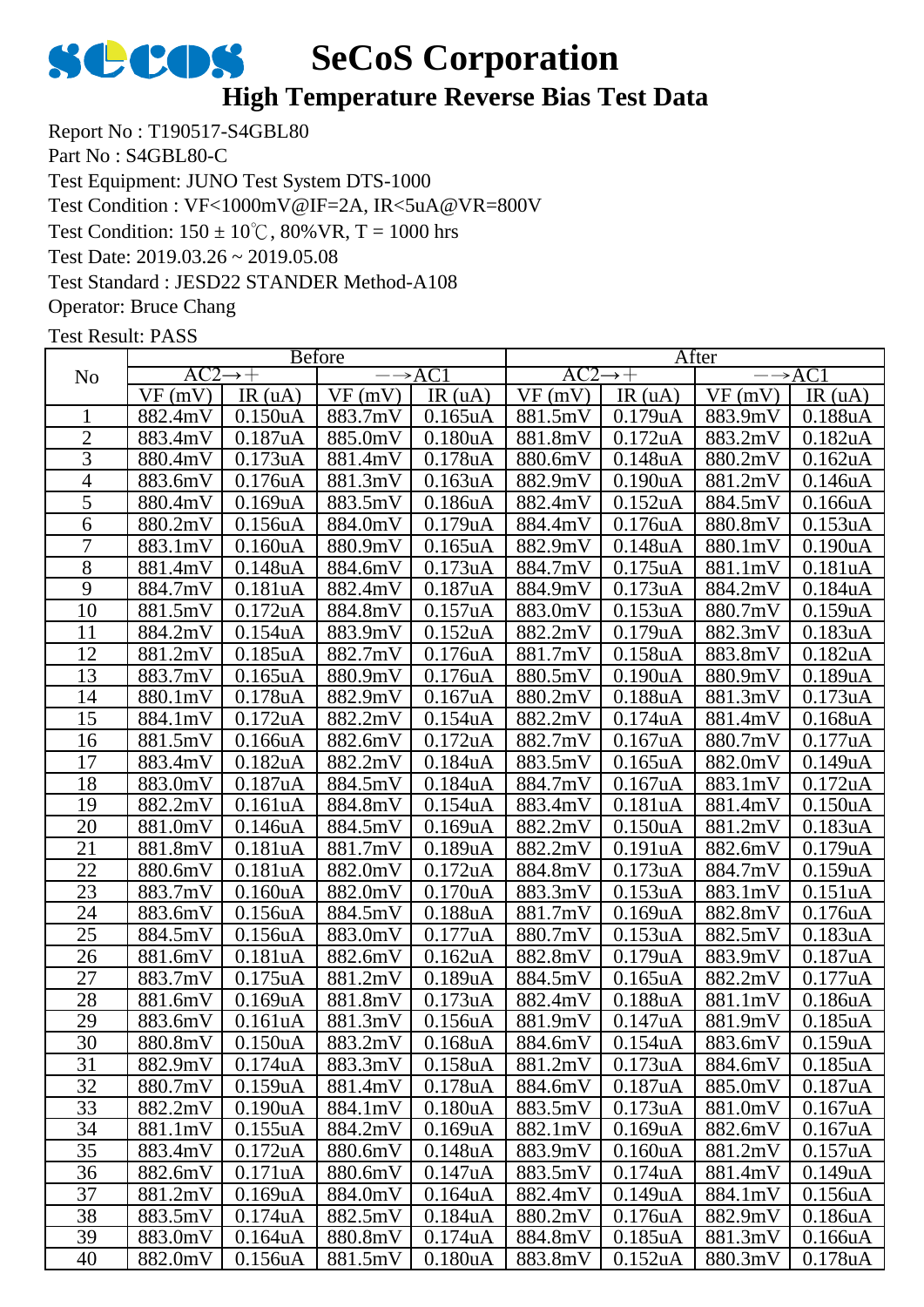# SeCoS Corporation

## High Temperature Reverse Bias Test Data

Report No : T190517-S4GBL80

Part No : S4GBL80-C

Test Equipment: JUNO Test System DTS-1000

Test Condition : VF<1000mV@IF=2A, IR<5uA@VR=800V

Test Condition: 150 ± 10℃, 80%VR, T = 1000 hrs

Test Date: 2019.03.26 ~ 2019.05.08

Test Standard : JESD22 STANDER Method-A108

Operator: Bruce Chang

Test Result: PASS

| No | Before | | | | After | | | |
|---|---|---|---|---|---|---|---|---|
| | AC2→+ | | −→AC1 | | AC2→+ | | −→AC1 | |
| | VF (mV) | IR (uA) | VF (mV) | IR (uA) | VF (mV) | IR (uA) | VF (mV) | IR (uA) |
| 1 | 882.4mV | 0.150uA | 883.7mV | 0.165uA | 881.5mV | 0.179uA | 883.9mV | 0.188uA |
| 2 | 883.4mV | 0.187uA | 885.0mV | 0.180uA | 881.8mV | 0.172uA | 883.2mV | 0.182uA |
| 3 | 880.4mV | 0.173uA | 881.4mV | 0.178uA | 880.6mV | 0.148uA | 880.2mV | 0.162uA |
| 4 | 883.6mV | 0.176uA | 881.3mV | 0.163uA | 882.9mV | 0.190uA | 881.2mV | 0.146uA |
| 5 | 880.4mV | 0.169uA | 883.5mV | 0.186uA | 882.4mV | 0.152uA | 884.5mV | 0.166uA |
| 6 | 880.2mV | 0.156uA | 884.0mV | 0.179uA | 884.4mV | 0.176uA | 880.8mV | 0.153uA |
| 7 | 883.1mV | 0.160uA | 880.9mV | 0.165uA | 882.9mV | 0.148uA | 880.1mV | 0.190uA |
| 8 | 881.4mV | 0.148uA | 884.6mV | 0.173uA | 884.7mV | 0.175uA | 881.1mV | 0.181uA |
| 9 | 884.7mV | 0.181uA | 882.4mV | 0.187uA | 884.9mV | 0.173uA | 884.2mV | 0.184uA |
| 10 | 881.5mV | 0.172uA | 884.8mV | 0.157uA | 883.0mV | 0.153uA | 880.7mV | 0.159uA |
| 11 | 884.2mV | 0.154uA | 883.9mV | 0.152uA | 882.2mV | 0.179uA | 882.3mV | 0.183uA |
| 12 | 881.2mV | 0.185uA | 882.7mV | 0.176uA | 881.7mV | 0.158uA | 883.8mV | 0.182uA |
| 13 | 883.7mV | 0.165uA | 880.9mV | 0.176uA | 880.5mV | 0.190uA | 880.9mV | 0.189uA |
| 14 | 880.1mV | 0.178uA | 882.9mV | 0.167uA | 880.2mV | 0.188uA | 881.3mV | 0.173uA |
| 15 | 884.1mV | 0.172uA | 882.2mV | 0.154uA | 882.2mV | 0.174uA | 881.4mV | 0.168uA |
| 16 | 881.5mV | 0.166uA | 882.6mV | 0.172uA | 882.7mV | 0.167uA | 880.7mV | 0.177uA |
| 17 | 883.4mV | 0.182uA | 882.2mV | 0.184uA | 883.5mV | 0.165uA | 882.0mV | 0.149uA |
| 18 | 883.0mV | 0.187uA | 884.5mV | 0.184uA | 884.7mV | 0.167uA | 883.1mV | 0.172uA |
| 19 | 882.2mV | 0.161uA | 884.8mV | 0.154uA | 883.4mV | 0.181uA | 881.4mV | 0.150uA |
| 20 | 881.0mV | 0.146uA | 884.5mV | 0.169uA | 882.2mV | 0.150uA | 881.2mV | 0.183uA |
| 21 | 881.8mV | 0.181uA | 881.7mV | 0.189uA | 882.2mV | 0.191uA | 882.6mV | 0.179uA |
| 22 | 880.6mV | 0.181uA | 882.0mV | 0.172uA | 884.8mV | 0.173uA | 884.7mV | 0.159uA |
| 23 | 883.7mV | 0.160uA | 882.0mV | 0.170uA | 883.3mV | 0.153uA | 883.1mV | 0.151uA |
| 24 | 883.6mV | 0.156uA | 884.5mV | 0.188uA | 881.7mV | 0.169uA | 882.8mV | 0.176uA |
| 25 | 884.5mV | 0.156uA | 883.0mV | 0.177uA | 880.7mV | 0.153uA | 882.5mV | 0.183uA |
| 26 | 881.6mV | 0.181uA | 882.6mV | 0.162uA | 882.8mV | 0.179uA | 883.9mV | 0.187uA |
| 27 | 883.7mV | 0.175uA | 881.2mV | 0.189uA | 884.5mV | 0.165uA | 882.2mV | 0.177uA |
| 28 | 881.6mV | 0.169uA | 881.8mV | 0.173uA | 882.4mV | 0.188uA | 881.1mV | 0.186uA |
| 29 | 883.6mV | 0.161uA | 881.3mV | 0.156uA | 881.9mV | 0.147uA | 881.9mV | 0.185uA |
| 30 | 880.8mV | 0.150uA | 883.2mV | 0.168uA | 884.6mV | 0.154uA | 883.6mV | 0.159uA |
| 31 | 882.9mV | 0.174uA | 883.3mV | 0.158uA | 881.2mV | 0.173uA | 884.6mV | 0.185uA |
| 32 | 880.7mV | 0.159uA | 881.4mV | 0.178uA | 884.6mV | 0.187uA | 885.0mV | 0.187uA |
| 33 | 882.2mV | 0.190uA | 884.1mV | 0.180uA | 883.5mV | 0.173uA | 881.0mV | 0.167uA |
| 34 | 881.1mV | 0.155uA | 884.2mV | 0.169uA | 882.1mV | 0.169uA | 882.6mV | 0.167uA |
| 35 | 883.4mV | 0.172uA | 880.6mV | 0.148uA | 883.9mV | 0.160uA | 881.2mV | 0.157uA |
| 36 | 882.6mV | 0.171uA | 880.6mV | 0.147uA | 883.5mV | 0.174uA | 881.4mV | 0.149uA |
| 37 | 881.2mV | 0.169uA | 884.0mV | 0.164uA | 882.4mV | 0.149uA | 884.1mV | 0.156uA |
| 38 | 883.5mV | 0.174uA | 882.5mV | 0.184uA | 880.2mV | 0.176uA | 882.9mV | 0.186uA |
| 39 | 883.0mV | 0.164uA | 880.8mV | 0.174uA | 884.8mV | 0.185uA | 881.3mV | 0.166uA |
| 40 | 882.0mV | 0.156uA | 881.5mV | 0.180uA | 883.8mV | 0.152uA | 880.3mV | 0.178uA |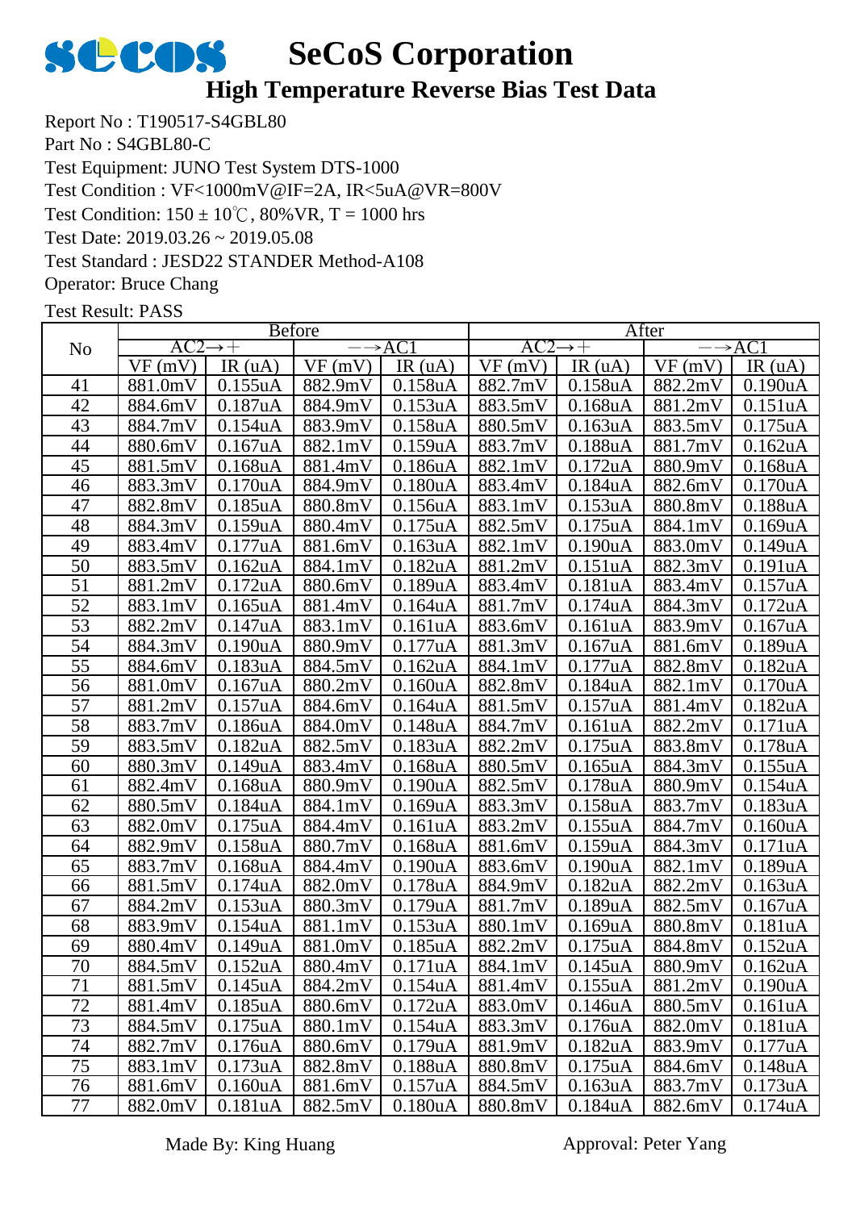# SeCoS Corporation

## High Temperature Reverse Bias Test Data

Report No : T190517-S4GBL80
Part No : S4GBL80-C
Test Equipment: JUNO Test System DTS-1000
Test Condition : VF<1000mV@IF=2A, IR<5uA@VR=800V
Test Condition: 150 ± 10℃, 80%VR, T = 1000 hrs
Test Date: 2019.03.26 ~ 2019.05.08
Test Standard : JEDS22 STANDER Method-A108
Operator: Bruce Chang
Test Result: PASS

| No | Before | | | | After | | | |
|---|---|---|---|---|---|---|---|---|
| | AC2→+ | | −→AC1 | | AC2→+ | | −→AC1 | |
| | VF (mV) | IR (uA) | VF (mV) | IR (uA) | VF (mV) | IR (uA) | VF (mV) | IR (uA) |
| 41 | 881.0mV | 0.155uA | 882.9mV | 0.158uA | 882.7mV | 0.158uA | 882.2mV | 0.190uA |
| 42 | 884.6mV | 0.187uA | 884.9mV | 0.153uA | 883.5mV | 0.168uA | 881.2mV | 0.151uA |
| 43 | 884.7mV | 0.154uA | 883.9mV | 0.158uA | 880.5mV | 0.163uA | 883.5mV | 0.175uA |
| 44 | 880.6mV | 0.167uA | 882.1mV | 0.159uA | 883.7mV | 0.188uA | 881.7mV | 0.162uA |
| 45 | 881.5mV | 0.168uA | 881.4mV | 0.186uA | 882.1mV | 0.172uA | 880.9mV | 0.168uA |
| 46 | 883.3mV | 0.170uA | 884.9mV | 0.180uA | 883.4mV | 0.184uA | 882.6mV | 0.170uA |
| 47 | 882.8mV | 0.185uA | 880.8mV | 0.156uA | 883.1mV | 0.153uA | 880.8mV | 0.188uA |
| 48 | 884.3mV | 0.159uA | 880.4mV | 0.175uA | 882.5mV | 0.175uA | 884.1mV | 0.169uA |
| 49 | 883.4mV | 0.177uA | 881.6mV | 0.163uA | 882.1mV | 0.190uA | 883.0mV | 0.149uA |
| 50 | 883.5mV | 0.162uA | 884.1mV | 0.182uA | 881.2mV | 0.151uA | 882.3mV | 0.191uA |
| 51 | 881.2mV | 0.172uA | 880.6mV | 0.189uA | 883.4mV | 0.181uA | 883.4mV | 0.157uA |
| 52 | 883.1mV | 0.165uA | 881.4mV | 0.164uA | 881.7mV | 0.174uA | 884.3mV | 0.172uA |
| 53 | 882.2mV | 0.147uA | 883.1mV | 0.161uA | 883.6mV | 0.161uA | 883.9mV | 0.167uA |
| 54 | 884.3mV | 0.190uA | 880.9mV | 0.177uA | 881.3mV | 0.167uA | 881.6mV | 0.189uA |
| 55 | 884.6mV | 0.183uA | 884.5mV | 0.162uA | 884.1mV | 0.177uA | 882.8mV | 0.182uA |
| 56 | 881.0mV | 0.167uA | 880.2mV | 0.160uA | 882.8mV | 0.184uA | 882.1mV | 0.170uA |
| 57 | 881.2mV | 0.157uA | 884.6mV | 0.164uA | 881.5mV | 0.157uA | 881.4mV | 0.182uA |
| 58 | 883.7mV | 0.186uA | 884.0mV | 0.148uA | 884.7mV | 0.161uA | 882.2mV | 0.171uA |
| 59 | 883.5mV | 0.182uA | 882.5mV | 0.183uA | 882.2mV | 0.175uA | 883.8mV | 0.178uA |
| 60 | 880.3mV | 0.149uA | 883.4mV | 0.168uA | 880.5mV | 0.165uA | 884.3mV | 0.155uA |
| 61 | 882.4mV | 0.168uA | 880.9mV | 0.190uA | 882.5mV | 0.178uA | 880.9mV | 0.154uA |
| 62 | 880.5mV | 0.184uA | 884.1mV | 0.169uA | 883.3mV | 0.158uA | 883.7mV | 0.183uA |
| 63 | 882.0mV | 0.175uA | 884.4mV | 0.161uA | 883.2mV | 0.155uA | 884.7mV | 0.160uA |
| 64 | 882.9mV | 0.158uA | 880.7mV | 0.168uA | 881.6mV | 0.159uA | 884.3mV | 0.171uA |
| 65 | 883.7mV | 0.168uA | 884.4mV | 0.190uA | 883.6mV | 0.190uA | 882.1mV | 0.189uA |
| 66 | 881.5mV | 0.174uA | 882.0mV | 0.178uA | 884.9mV | 0.182uA | 882.2mV | 0.163uA |
| 67 | 884.2mV | 0.153uA | 880.3mV | 0.179uA | 881.7mV | 0.189uA | 882.5mV | 0.167uA |
| 68 | 883.9mV | 0.154uA | 881.1mV | 0.153uA | 880.1mV | 0.169uA | 880.8mV | 0.181uA |
| 69 | 880.4mV | 0.149uA | 881.0mV | 0.185uA | 882.2mV | 0.175uA | 884.8mV | 0.152uA |
| 70 | 884.5mV | 0.152uA | 880.4mV | 0.171uA | 884.1mV | 0.145uA | 880.9mV | 0.162uA |
| 71 | 881.5mV | 0.145uA | 884.2mV | 0.154uA | 881.4mV | 0.155uA | 881.2mV | 0.190uA |
| 72 | 881.4mV | 0.185uA | 880.6mV | 0.172uA | 883.0mV | 0.146uA | 880.5mV | 0.161uA |
| 73 | 884.5mV | 0.175uA | 880.1mV | 0.154uA | 883.3mV | 0.176uA | 882.0mV | 0.181uA |
| 74 | 882.7mV | 0.176uA | 880.6mV | 0.179uA | 881.9mV | 0.182uA | 883.9mV | 0.177uA |
| 75 | 883.1mV | 0.173uA | 882.8mV | 0.188uA | 880.8mV | 0.175uA | 884.6mV | 0.148uA |
| 76 | 881.6mV | 0.160uA | 881.6mV | 0.157uA | 884.5mV | 0.163uA | 883.7mV | 0.173uA |
| 77 | 882.0mV | 0.181uA | 882.5mV | 0.180uA | 880.8mV | 0.184uA | 882.6mV | 0.174uA |

Made By: King Huang    Approval: Peter Yang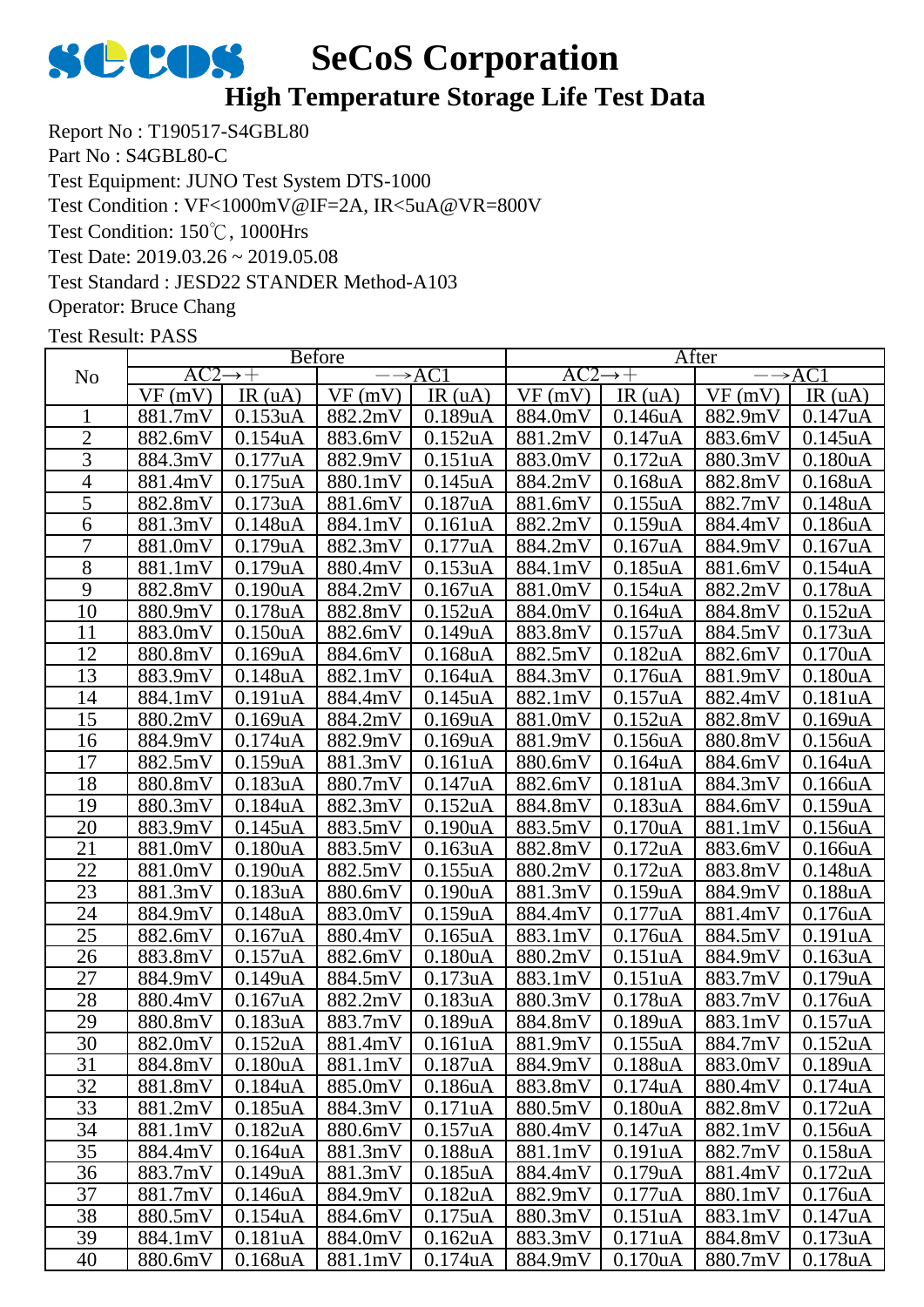# SeCoS Corporation

## High Temperature Storage Life Test Data

Report No : T190517-S4GBL80
Part No : S4GBL80-C
Test Equipment: JUNO Test System DTS-1000
Test Condition : VF<1000mV@IF=2A, IR<5uA@VR=800V
Test Condition: 150℃, 1000Hrs
Test Date: 2019.03.26 ~ 2019.05.08
Test Standard : JESD22 STANDER Method-A103
Operator: Bruce Chang
Test Result: PASS

| No | Before | | | | After | | | |
|---|---|---|---|---|---|---|---|---|
| | AC2→＋ | | －→AC1 | | AC2→＋ | | －→AC1 | |
| | VF (mV) | IR (uA) | VF (mV) | IR (uA) | VF (mV) | IR (uA) | VF (mV) | IR (uA) |
| 1 | 881.7mV | 0.153uA | 882.2mV | 0.189uA | 884.0mV | 0.146uA | 882.9mV | 0.147uA |
| 2 | 882.6mV | 0.154uA | 883.6mV | 0.152uA | 881.2mV | 0.147uA | 883.6mV | 0.145uA |
| 3 | 884.3mV | 0.177uA | 882.9mV | 0.151uA | 883.0mV | 0.172uA | 880.3mV | 0.180uA |
| 4 | 881.4mV | 0.175uA | 880.1mV | 0.145uA | 884.2mV | 0.168uA | 882.8mV | 0.168uA |
| 5 | 882.8mV | 0.173uA | 881.6mV | 0.187uA | 881.6mV | 0.155uA | 882.7mV | 0.148uA |
| 6 | 881.3mV | 0.148uA | 884.1mV | 0.161uA | 882.2mV | 0.159uA | 884.4mV | 0.186uA |
| 7 | 881.0mV | 0.179uA | 882.3mV | 0.177uA | 884.2mV | 0.167uA | 884.9mV | 0.167uA |
| 8 | 881.1mV | 0.179uA | 880.4mV | 0.153uA | 884.1mV | 0.185uA | 881.6mV | 0.154uA |
| 9 | 882.8mV | 0.190uA | 884.2mV | 0.167uA | 881.0mV | 0.154uA | 882.2mV | 0.178uA |
| 10 | 880.9mV | 0.178uA | 882.8mV | 0.152uA | 884.0mV | 0.164uA | 884.8mV | 0.152uA |
| 11 | 883.0mV | 0.150uA | 882.6mV | 0.149uA | 883.8mV | 0.157uA | 884.5mV | 0.173uA |
| 12 | 880.8mV | 0.169uA | 884.6mV | 0.168uA | 882.5mV | 0.182uA | 882.6mV | 0.170uA |
| 13 | 883.9mV | 0.148uA | 882.1mV | 0.164uA | 884.3mV | 0.176uA | 881.9mV | 0.180uA |
| 14 | 884.1mV | 0.191uA | 884.4mV | 0.145uA | 882.1mV | 0.157uA | 882.4mV | 0.181uA |
| 15 | 880.2mV | 0.169uA | 884.2mV | 0.169uA | 881.0mV | 0.152uA | 882.8mV | 0.169uA |
| 16 | 884.9mV | 0.174uA | 882.9mV | 0.169uA | 881.9mV | 0.156uA | 880.8mV | 0.156uA |
| 17 | 882.5mV | 0.159uA | 881.3mV | 0.161uA | 880.6mV | 0.164uA | 884.6mV | 0.164uA |
| 18 | 880.8mV | 0.183uA | 880.7mV | 0.147uA | 882.6mV | 0.181uA | 884.3mV | 0.166uA |
| 19 | 880.3mV | 0.184uA | 882.3mV | 0.152uA | 884.8mV | 0.183uA | 884.6mV | 0.159uA |
| 20 | 883.9mV | 0.145uA | 883.5mV | 0.190uA | 883.5mV | 0.170uA | 881.1mV | 0.156uA |
| 21 | 881.0mV | 0.180uA | 883.5mV | 0.163uA | 882.8mV | 0.172uA | 883.6mV | 0.166uA |
| 22 | 881.0mV | 0.190uA | 882.5mV | 0.155uA | 880.2mV | 0.172uA | 883.8mV | 0.148uA |
| 23 | 881.3mV | 0.183uA | 880.6mV | 0.190uA | 881.3mV | 0.159uA | 884.9mV | 0.188uA |
| 24 | 884.9mV | 0.148uA | 883.0mV | 0.159uA | 884.4mV | 0.177uA | 881.4mV | 0.176uA |
| 25 | 882.6mV | 0.167uA | 880.4mV | 0.165uA | 883.1mV | 0.176uA | 884.5mV | 0.191uA |
| 26 | 883.8mV | 0.157uA | 882.6mV | 0.180uA | 880.2mV | 0.151uA | 884.9mV | 0.163uA |
| 27 | 884.9mV | 0.149uA | 884.5mV | 0.173uA | 883.1mV | 0.151uA | 883.7mV | 0.179uA |
| 28 | 880.4mV | 0.167uA | 882.2mV | 0.183uA | 880.3mV | 0.178uA | 883.7mV | 0.176uA |
| 29 | 880.8mV | 0.183uA | 883.7mV | 0.189uA | 884.8mV | 0.189uA | 883.1mV | 0.157uA |
| 30 | 882.0mV | 0.152uA | 881.4mV | 0.161uA | 881.9mV | 0.155uA | 884.7mV | 0.152uA |
| 31 | 884.8mV | 0.180uA | 881.1mV | 0.187uA | 884.9mV | 0.188uA | 883.0mV | 0.189uA |
| 32 | 881.8mV | 0.184uA | 885.0mV | 0.186uA | 883.8mV | 0.174uA | 880.4mV | 0.174uA |
| 33 | 881.2mV | 0.185uA | 884.3mV | 0.171uA | 880.5mV | 0.180uA | 882.8mV | 0.172uA |
| 34 | 881.1mV | 0.182uA | 880.6mV | 0.157uA | 880.4mV | 0.147uA | 882.1mV | 0.156uA |
| 35 | 884.4mV | 0.164uA | 881.3mV | 0.188uA | 881.1mV | 0.191uA | 882.7mV | 0.158uA |
| 36 | 883.7mV | 0.149uA | 881.3mV | 0.185uA | 884.4mV | 0.179uA | 881.4mV | 0.172uA |
| 37 | 881.7mV | 0.146uA | 884.9mV | 0.182uA | 882.9mV | 0.177uA | 880.1mV | 0.176uA |
| 38 | 880.5mV | 0.154uA | 884.6mV | 0.175uA | 880.3mV | 0.151uA | 883.1mV | 0.147uA |
| 39 | 884.1mV | 0.181uA | 884.0mV | 0.162uA | 883.3mV | 0.171uA | 884.8mV | 0.173uA |
| 40 | 880.6mV | 0.168uA | 881.1mV | 0.174uA | 884.9mV | 0.170uA | 880.7mV | 0.178uA |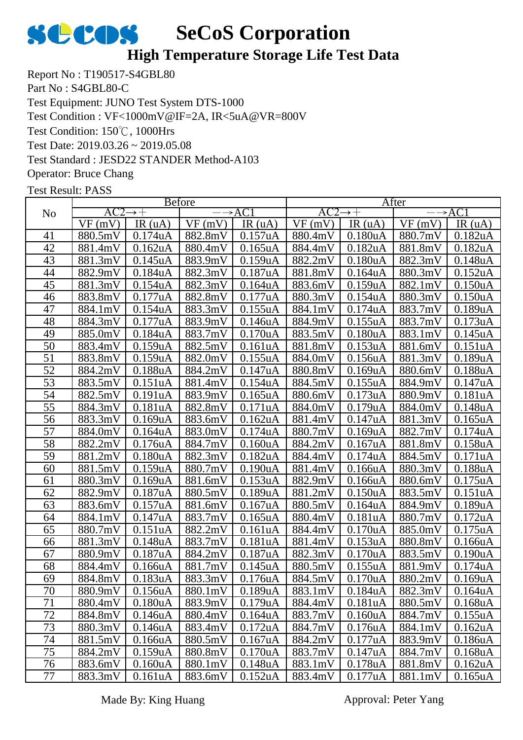# SeCoS Corporation

## High Temperature Storage Life Test Data

Report No : T190517-S4GBL80

Part No : S4GBL80-C

Test Equipment: JUNO Test System DTS-1000

Test Condition : VF<1000mV@IF=2A, IR<5uA@VR=800V

Test Condition: 150℃, 1000Hrs

Test Date: 2019.03.26 ~ 2019.05.08

Test Standard : JESD22 STANDER Method-A103

Operator: Bruce Chang

Test Result: PASS

| No | Before | | | | After | | | |
|---|---|---|---|---|---|---|---|---|
| | AC2→+ | | −→AC1 | | AC2→+ | | −→AC1 | |
| | VF (mV) | IR (uA) | VF (mV) | IR (uA) | VF (mV) | IR (uA) | VF (mV) | IR (uA) |
| 41 | 880.5mV | 0.174uA | 882.8mV | 0.157uA | 880.4mV | 0.180uA | 880.7mV | 0.182uA |
| 42 | 881.4mV | 0.162uA | 880.4mV | 0.165uA | 884.4mV | 0.182uA | 881.8mV | 0.182uA |
| 43 | 881.3mV | 0.145uA | 883.9mV | 0.159uA | 882.2mV | 0.180uA | 882.3mV | 0.148uA |
| 44 | 882.9mV | 0.184uA | 882.3mV | 0.187uA | 881.8mV | 0.164uA | 880.3mV | 0.152uA |
| 45 | 881.3mV | 0.154uA | 882.3mV | 0.164uA | 883.6mV | 0.159uA | 882.1mV | 0.150uA |
| 46 | 883.8mV | 0.177uA | 882.8mV | 0.177uA | 880.3mV | 0.154uA | 880.3mV | 0.150uA |
| 47 | 884.1mV | 0.154uA | 883.3mV | 0.155uA | 884.1mV | 0.174uA | 883.7mV | 0.189uA |
| 48 | 884.3mV | 0.177uA | 883.9mV | 0.146uA | 884.9mV | 0.155uA | 883.7mV | 0.173uA |
| 49 | 885.0mV | 0.184uA | 883.7mV | 0.170uA | 883.5mV | 0.180uA | 883.1mV | 0.145uA |
| 50 | 883.4mV | 0.159uA | 882.5mV | 0.161uA | 881.8mV | 0.153uA | 881.6mV | 0.151uA |
| 51 | 883.8mV | 0.159uA | 882.0mV | 0.155uA | 884.0mV | 0.156uA | 881.3mV | 0.189uA |
| 52 | 884.2mV | 0.188uA | 884.2mV | 0.147uA | 880.8mV | 0.169uA | 880.6mV | 0.188uA |
| 53 | 883.5mV | 0.151uA | 881.4mV | 0.154uA | 884.5mV | 0.155uA | 884.9mV | 0.147uA |
| 54 | 882.5mV | 0.191uA | 883.9mV | 0.165uA | 880.6mV | 0.173uA | 880.9mV | 0.181uA |
| 55 | 884.3mV | 0.181uA | 882.8mV | 0.171uA | 884.0mV | 0.179uA | 884.0mV | 0.148uA |
| 56 | 883.3mV | 0.169uA | 883.6mV | 0.162uA | 881.4mV | 0.147uA | 881.3mV | 0.165uA |
| 57 | 884.0mV | 0.164uA | 883.0mV | 0.174uA | 880.7mV | 0.169uA | 882.7mV | 0.174uA |
| 58 | 882.2mV | 0.176uA | 884.7mV | 0.160uA | 884.2mV | 0.167uA | 881.8mV | 0.158uA |
| 59 | 881.2mV | 0.180uA | 882.3mV | 0.182uA | 884.4mV | 0.174uA | 884.5mV | 0.171uA |
| 60 | 881.5mV | 0.159uA | 880.7mV | 0.190uA | 881.4mV | 0.166uA | 880.3mV | 0.188uA |
| 61 | 880.3mV | 0.169uA | 881.6mV | 0.153uA | 882.9mV | 0.166uA | 880.6mV | 0.175uA |
| 62 | 882.9mV | 0.187uA | 880.5mV | 0.189uA | 881.2mV | 0.150uA | 883.5mV | 0.151uA |
| 63 | 883.6mV | 0.157uA | 881.6mV | 0.167uA | 880.5mV | 0.164uA | 884.9mV | 0.189uA |
| 64 | 884.1mV | 0.147uA | 883.7mV | 0.165uA | 880.4mV | 0.181uA | 880.7mV | 0.172uA |
| 65 | 880.7mV | 0.151uA | 882.2mV | 0.161uA | 884.4mV | 0.170uA | 885.0mV | 0.175uA |
| 66 | 881.3mV | 0.148uA | 883.7mV | 0.181uA | 881.4mV | 0.153uA | 880.8mV | 0.166uA |
| 67 | 880.9mV | 0.187uA | 884.2mV | 0.187uA | 882.3mV | 0.170uA | 883.5mV | 0.190uA |
| 68 | 884.4mV | 0.166uA | 881.7mV | 0.145uA | 880.5mV | 0.155uA | 881.9mV | 0.174uA |
| 69 | 884.8mV | 0.183uA | 883.3mV | 0.176uA | 884.5mV | 0.170uA | 880.2mV | 0.169uA |
| 70 | 880.9mV | 0.156uA | 880.1mV | 0.189uA | 883.1mV | 0.184uA | 882.3mV | 0.164uA |
| 71 | 880.4mV | 0.180uA | 883.9mV | 0.179uA | 884.4mV | 0.181uA | 880.5mV | 0.168uA |
| 72 | 884.8mV | 0.146uA | 880.4mV | 0.164uA | 883.7mV | 0.160uA | 884.7mV | 0.155uA |
| 73 | 880.3mV | 0.146uA | 883.4mV | 0.172uA | 884.7mV | 0.176uA | 884.1mV | 0.162uA |
| 74 | 881.5mV | 0.166uA | 880.5mV | 0.167uA | 884.2mV | 0.177uA | 883.9mV | 0.186uA |
| 75 | 884.2mV | 0.159uA | 880.8mV | 0.170uA | 883.7mV | 0.147uA | 884.7mV | 0.168uA |
| 76 | 883.6mV | 0.160uA | 880.1mV | 0.148uA | 883.1mV | 0.178uA | 881.8mV | 0.162uA |
| 77 | 883.3mV | 0.161uA | 883.6mV | 0.152uA | 883.4mV | 0.177uA | 881.1mV | 0.165uA |

Made By: King Huang

Approval: Peter Yang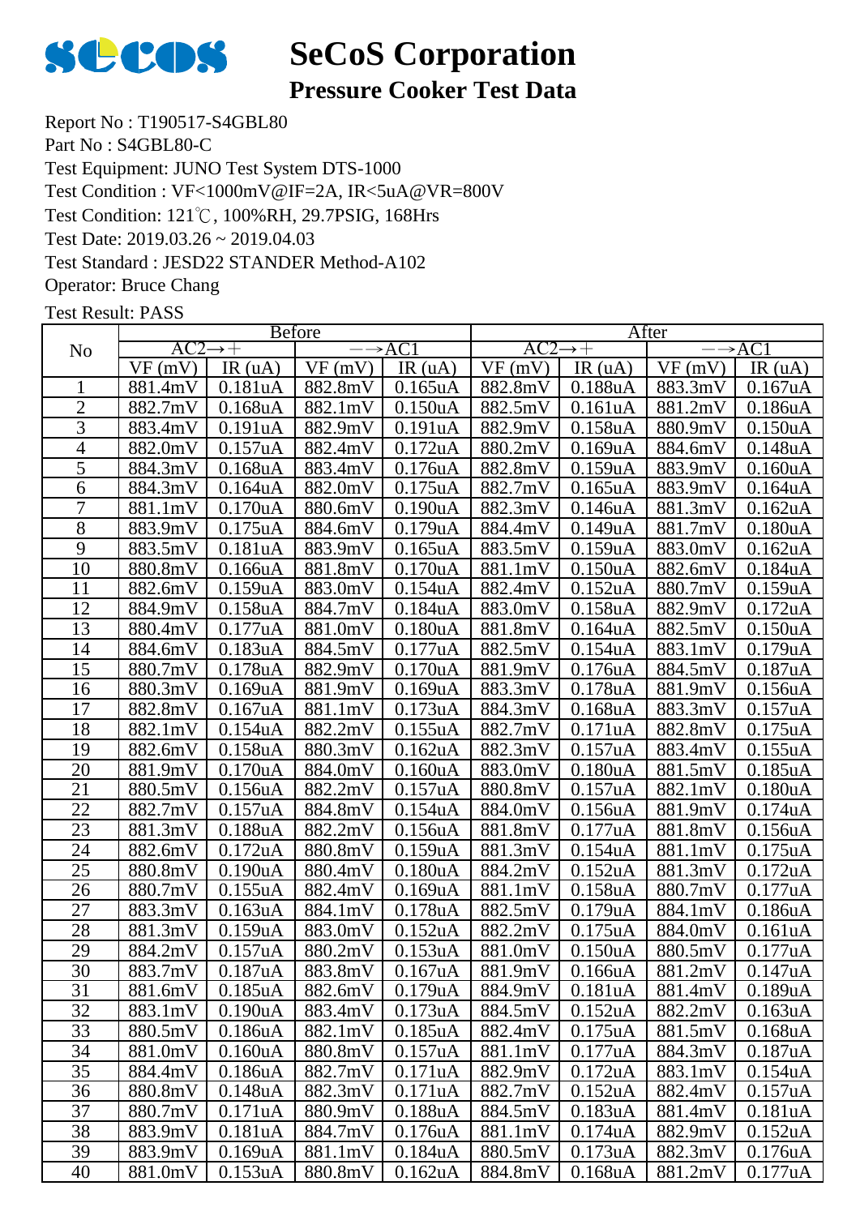# SeCoS Corporation

## Pressure Cooker Test Data

Report No : T190517-S4GBL80
Part No : S4GBL80-C
Test Equipment: JUNO Test System DTS-1000
Test Condition : VF<1000mV@IF=2A, IR<5uA@VR=800V
Test Condition: 121℃, 100%RH, 29.7PSIG, 168Hrs
Test Date: 2019.03.26 ~ 2019.04.03
Test Standard : JESD22 STANDER Method-A102
Operator: Bruce Chang
Test Result: PASS

| No | Before | | | | After | | | |
|---|---|---|---|---|---|---|---|---|
| | AC2→+ | | —→AC1 | | AC2→+ | | —→AC1 | |
| | VF (mV) | IR (uA) | VF (mV) | IR (uA) | VF (mV) | IR (uA) | VF (mV) | IR (uA) |
| 1 | 881.4mV | 0.181uA | 882.8mV | 0.165uA | 882.8mV | 0.188uA | 883.3mV | 0.167uA |
| 2 | 882.7mV | 0.168uA | 882.1mV | 0.150uA | 882.5mV | 0.161uA | 881.2mV | 0.186uA |
| 3 | 883.4mV | 0.191uA | 882.9mV | 0.191uA | 882.9mV | 0.158uA | 880.9mV | 0.150uA |
| 4 | 882.0mV | 0.157uA | 882.4mV | 0.172uA | 880.2mV | 0.169uA | 884.6mV | 0.148uA |
| 5 | 884.3mV | 0.168uA | 883.4mV | 0.176uA | 882.8mV | 0.159uA | 883.9mV | 0.160uA |
| 6 | 884.3mV | 0.164uA | 882.0mV | 0.175uA | 882.7mV | 0.165uA | 883.9mV | 0.164uA |
| 7 | 881.1mV | 0.170uA | 880.6mV | 0.190uA | 882.3mV | 0.146uA | 881.3mV | 0.162uA |
| 8 | 883.9mV | 0.175uA | 884.6mV | 0.179uA | 884.4mV | 0.149uA | 881.7mV | 0.180uA |
| 9 | 883.5mV | 0.181uA | 883.9mV | 0.165uA | 883.5mV | 0.159uA | 883.0mV | 0.162uA |
| 10 | 880.8mV | 0.166uA | 881.8mV | 0.170uA | 881.1mV | 0.150uA | 882.6mV | 0.184uA |
| 11 | 882.6mV | 0.159uA | 883.0mV | 0.154uA | 882.4mV | 0.152uA | 880.7mV | 0.159uA |
| 12 | 884.9mV | 0.158uA | 884.7mV | 0.184uA | 883.0mV | 0.158uA | 882.9mV | 0.172uA |
| 13 | 880.4mV | 0.177uA | 881.0mV | 0.180uA | 881.8mV | 0.164uA | 882.5mV | 0.150uA |
| 14 | 884.6mV | 0.183uA | 884.5mV | 0.177uA | 882.5mV | 0.154uA | 883.1mV | 0.179uA |
| 15 | 880.7mV | 0.178uA | 882.9mV | 0.170uA | 881.9mV | 0.176uA | 884.5mV | 0.187uA |
| 16 | 880.3mV | 0.169uA | 881.9mV | 0.169uA | 883.3mV | 0.178uA | 881.9mV | 0.156uA |
| 17 | 882.8mV | 0.167uA | 881.1mV | 0.173uA | 884.3mV | 0.168uA | 883.3mV | 0.157uA |
| 18 | 882.1mV | 0.154uA | 882.2mV | 0.155uA | 882.7mV | 0.171uA | 882.8mV | 0.175uA |
| 19 | 882.6mV | 0.158uA | 880.3mV | 0.162uA | 882.3mV | 0.157uA | 883.4mV | 0.155uA |
| 20 | 881.9mV | 0.170uA | 884.0mV | 0.160uA | 883.0mV | 0.180uA | 881.5mV | 0.185uA |
| 21 | 880.5mV | 0.156uA | 882.2mV | 0.157uA | 880.8mV | 0.157uA | 882.1mV | 0.180uA |
| 22 | 882.7mV | 0.157uA | 884.8mV | 0.154uA | 884.0mV | 0.156uA | 881.9mV | 0.174uA |
| 23 | 881.3mV | 0.188uA | 882.2mV | 0.156uA | 881.8mV | 0.177uA | 881.8mV | 0.156uA |
| 24 | 882.6mV | 0.172uA | 880.8mV | 0.159uA | 881.3mV | 0.154uA | 881.1mV | 0.175uA |
| 25 | 880.8mV | 0.190uA | 880.4mV | 0.180uA | 884.2mV | 0.152uA | 881.3mV | 0.172uA |
| 26 | 880.7mV | 0.155uA | 882.4mV | 0.169uA | 881.1mV | 0.158uA | 880.7mV | 0.177uA |
| 27 | 883.3mV | 0.163uA | 884.1mV | 0.178uA | 882.5mV | 0.179uA | 884.1mV | 0.186uA |
| 28 | 881.3mV | 0.159uA | 883.0mV | 0.152uA | 882.2mV | 0.175uA | 884.0mV | 0.161uA |
| 29 | 884.2mV | 0.157uA | 880.2mV | 0.153uA | 881.0mV | 0.150uA | 880.5mV | 0.177uA |
| 30 | 883.7mV | 0.187uA | 883.8mV | 0.167uA | 881.9mV | 0.166uA | 881.2mV | 0.147uA |
| 31 | 881.6mV | 0.185uA | 882.6mV | 0.179uA | 884.9mV | 0.181uA | 881.4mV | 0.189uA |
| 32 | 883.1mV | 0.190uA | 883.4mV | 0.173uA | 884.5mV | 0.152uA | 882.2mV | 0.163uA |
| 33 | 880.5mV | 0.186uA | 882.1mV | 0.185uA | 882.4mV | 0.175uA | 881.5mV | 0.168uA |
| 34 | 881.0mV | 0.160uA | 880.8mV | 0.157uA | 881.1mV | 0.177uA | 884.3mV | 0.187uA |
| 35 | 884.4mV | 0.186uA | 882.7mV | 0.171uA | 882.9mV | 0.172uA | 883.1mV | 0.154uA |
| 36 | 880.8mV | 0.148uA | 882.3mV | 0.171uA | 882.7mV | 0.152uA | 882.4mV | 0.157uA |
| 37 | 880.7mV | 0.171uA | 880.9mV | 0.188uA | 884.5mV | 0.183uA | 881.4mV | 0.181uA |
| 38 | 883.9mV | 0.181uA | 884.7mV | 0.176uA | 881.1mV | 0.174uA | 882.9mV | 0.152uA |
| 39 | 883.9mV | 0.169uA | 881.1mV | 0.184uA | 880.5mV | 0.173uA | 882.3mV | 0.176uA |
| 40 | 881.0mV | 0.153uA | 880.8mV | 0.162uA | 884.8mV | 0.168uA | 881.2mV | 0.177uA |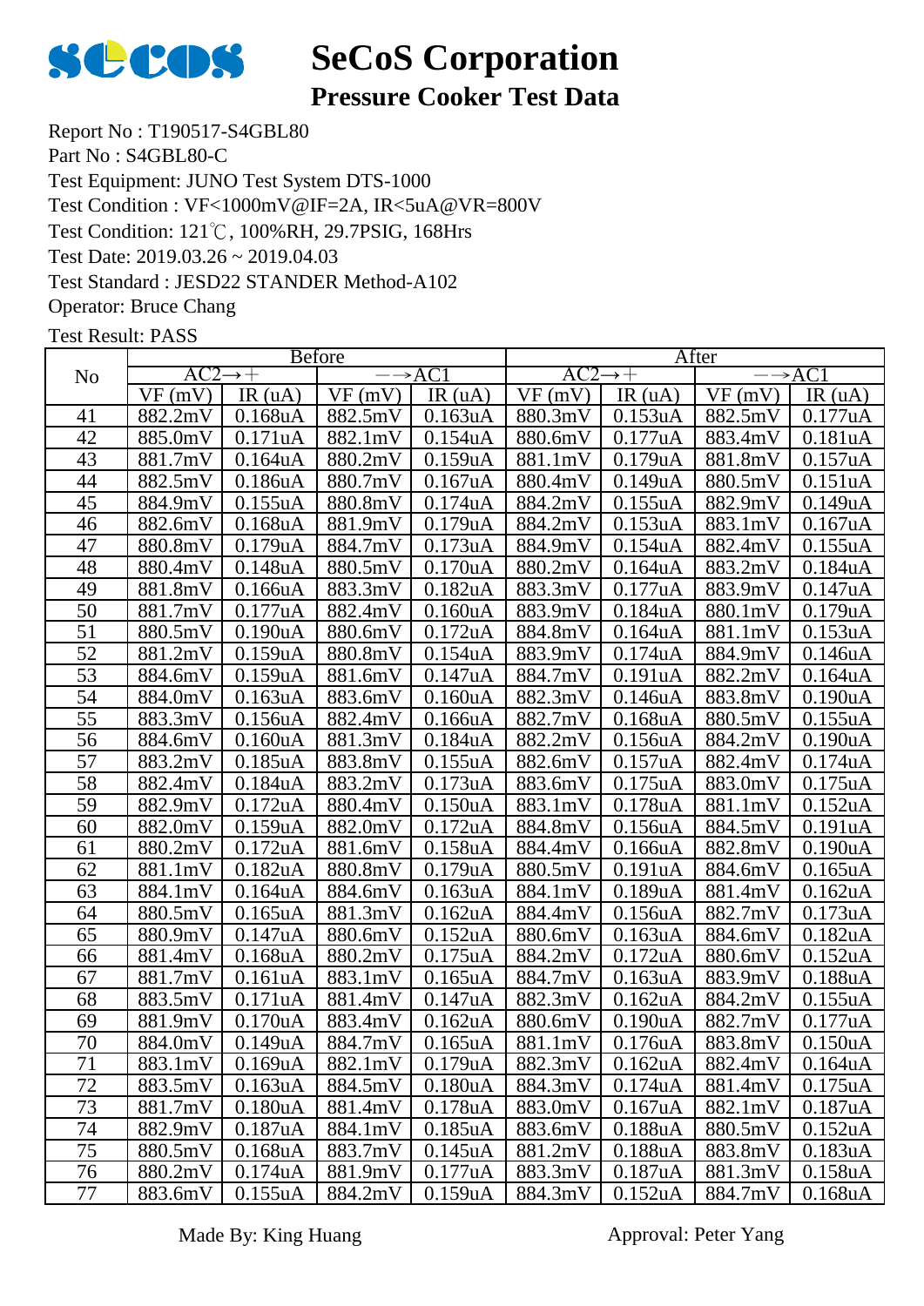# SeCoS Corporation

## Pressure Cooker Test Data

Report No : T190517-S4GBL80
Part No : S4GBL80-C
Test Equipment: JUNO Test System DTS-1000
Test Condition : VF<1000mV@IF=2A, IR<5uA@VR=800V
Test Condition: 121℃, 100%RH, 29.7PSIG, 168Hrs
Test Date: 2019.03.26 ~ 2019.04.03
Test Standard : JESD22 STANDER Method-A102
Operator: Bruce Chang
Test Result: PASS

| No | Before | | | | After | | | |
|---|---|---|---|---|---|---|---|---|
| | AC2→+ | | －→AC1 | | AC2→+ | | －→AC1 | |
| | VF (mV) | IR (uA) | VF (mV) | IR (uA) | VF (mV) | IR (uA) | VF (mV) | IR (uA) |
| 41 | 882.2mV | 0.168uA | 882.5mV | 0.163uA | 880.3mV | 0.153uA | 882.5mV | 0.177uA |
| 42 | 885.0mV | 0.171uA | 882.1mV | 0.154uA | 880.6mV | 0.177uA | 883.4mV | 0.181uA |
| 43 | 881.7mV | 0.164uA | 880.2mV | 0.159uA | 881.1mV | 0.179uA | 881.8mV | 0.157uA |
| 44 | 882.5mV | 0.186uA | 880.7mV | 0.167uA | 880.4mV | 0.149uA | 880.5mV | 0.151uA |
| 45 | 884.9mV | 0.155uA | 880.8mV | 0.174uA | 884.2mV | 0.155uA | 882.9mV | 0.149uA |
| 46 | 882.6mV | 0.168uA | 881.9mV | 0.179uA | 884.2mV | 0.153uA | 883.1mV | 0.167uA |
| 47 | 880.8mV | 0.179uA | 884.7mV | 0.173uA | 884.9mV | 0.154uA | 882.4mV | 0.155uA |
| 48 | 880.4mV | 0.148uA | 880.5mV | 0.170uA | 880.2mV | 0.164uA | 883.2mV | 0.184uA |
| 49 | 881.8mV | 0.166uA | 883.3mV | 0.182uA | 883.3mV | 0.177uA | 883.9mV | 0.147uA |
| 50 | 881.7mV | 0.177uA | 882.4mV | 0.160uA | 883.9mV | 0.184uA | 880.1mV | 0.179uA |
| 51 | 880.5mV | 0.190uA | 880.6mV | 0.172uA | 884.8mV | 0.164uA | 881.1mV | 0.153uA |
| 52 | 881.2mV | 0.159uA | 880.8mV | 0.154uA | 883.9mV | 0.174uA | 884.9mV | 0.146uA |
| 53 | 884.6mV | 0.159uA | 881.6mV | 0.147uA | 884.7mV | 0.191uA | 882.2mV | 0.164uA |
| 54 | 884.0mV | 0.163uA | 883.6mV | 0.160uA | 882.3mV | 0.146uA | 883.8mV | 0.190uA |
| 55 | 883.3mV | 0.156uA | 882.4mV | 0.166uA | 882.7mV | 0.168uA | 880.5mV | 0.155uA |
| 56 | 884.6mV | 0.160uA | 881.3mV | 0.184uA | 882.2mV | 0.156uA | 884.2mV | 0.190uA |
| 57 | 883.2mV | 0.185uA | 883.8mV | 0.155uA | 882.6mV | 0.157uA | 882.4mV | 0.174uA |
| 58 | 882.4mV | 0.184uA | 883.2mV | 0.173uA | 883.6mV | 0.175uA | 883.0mV | 0.175uA |
| 59 | 882.9mV | 0.172uA | 880.4mV | 0.150uA | 883.1mV | 0.178uA | 881.1mV | 0.152uA |
| 60 | 882.0mV | 0.159uA | 882.0mV | 0.172uA | 884.8mV | 0.156uA | 884.5mV | 0.191uA |
| 61 | 880.2mV | 0.172uA | 881.6mV | 0.158uA | 884.4mV | 0.166uA | 882.8mV | 0.190uA |
| 62 | 881.1mV | 0.182uA | 880.8mV | 0.179uA | 880.5mV | 0.191uA | 884.6mV | 0.165uA |
| 63 | 884.1mV | 0.164uA | 884.6mV | 0.163uA | 884.1mV | 0.189uA | 881.4mV | 0.162uA |
| 64 | 880.5mV | 0.165uA | 881.3mV | 0.162uA | 884.4mV | 0.156uA | 882.7mV | 0.173uA |
| 65 | 880.9mV | 0.147uA | 880.6mV | 0.152uA | 880.6mV | 0.163uA | 884.6mV | 0.182uA |
| 66 | 881.4mV | 0.168uA | 880.2mV | 0.175uA | 884.2mV | 0.172uA | 880.6mV | 0.152uA |
| 67 | 881.7mV | 0.161uA | 883.1mV | 0.165uA | 884.7mV | 0.163uA | 883.9mV | 0.188uA |
| 68 | 883.5mV | 0.171uA | 881.4mV | 0.147uA | 882.3mV | 0.162uA | 884.2mV | 0.155uA |
| 69 | 881.9mV | 0.170uA | 883.4mV | 0.162uA | 880.6mV | 0.190uA | 882.7mV | 0.177uA |
| 70 | 884.0mV | 0.149uA | 884.7mV | 0.165uA | 881.1mV | 0.176uA | 883.8mV | 0.150uA |
| 71 | 883.1mV | 0.169uA | 882.1mV | 0.179uA | 882.3mV | 0.162uA | 882.4mV | 0.164uA |
| 72 | 883.5mV | 0.163uA | 884.5mV | 0.180uA | 884.3mV | 0.174uA | 881.4mV | 0.175uA |
| 73 | 881.7mV | 0.180uA | 881.4mV | 0.178uA | 883.0mV | 0.167uA | 882.1mV | 0.187uA |
| 74 | 882.9mV | 0.187uA | 884.1mV | 0.185uA | 883.6mV | 0.188uA | 880.5mV | 0.152uA |
| 75 | 880.5mV | 0.168uA | 883.7mV | 0.145uA | 881.2mV | 0.188uA | 883.8mV | 0.183uA |
| 76 | 880.2mV | 0.174uA | 881.9mV | 0.177uA | 883.3mV | 0.187uA | 881.3mV | 0.158uA |
| 77 | 883.6mV | 0.155uA | 884.2mV | 0.159uA | 884.3mV | 0.152uA | 884.7mV | 0.168uA |

Made By: King Huang　　　　Approval: Peter Yang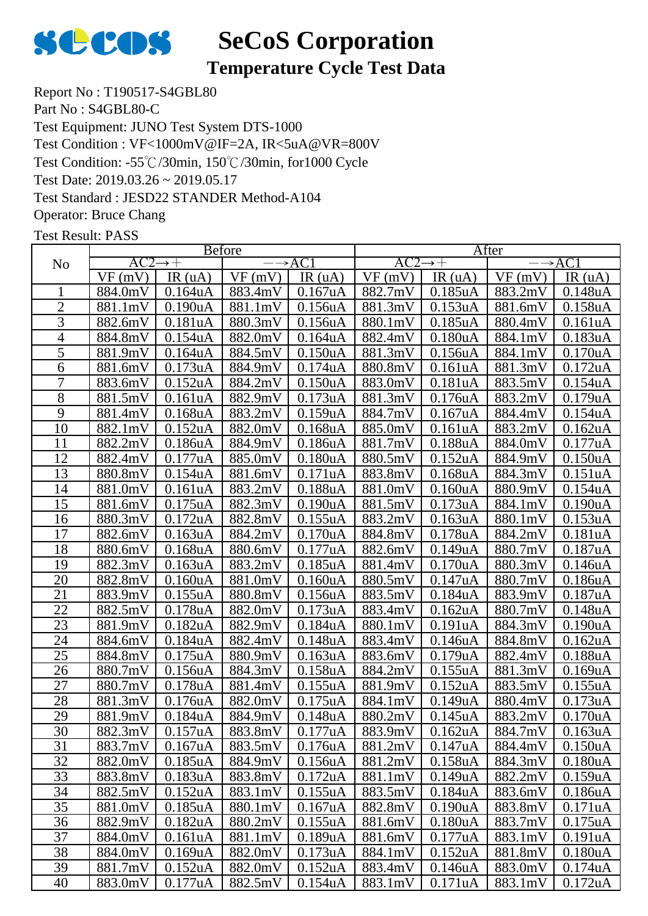# SeCoS Corporation

## Temperature Cycle Test Data

Report No : T190517-S4GBL80

Part No : S4GBL80-C

Test Equipment: JUNO Test System DTS-1000

Test Condition : VF<1000mV@IF=2A, IR<5uA@VR=800V

Test Condition: -55℃/30min, 150℃/30min, for1000 Cycle

Test Date: 2019.03.26 ~ 2019.05.17

Test Standard : JESD22 STANDER Method-A104

Operator: Bruce Chang

Test Result: PASS

| No | Before | | | | After | | | |
|---|---|---|---|---|---|---|---|---|
| | AC2→+ | | —→AC1 | | AC2→+ | | —→AC1 | |
| | VF (mV) | IR (uA) | VF (mV) | IR (uA) | VF (mV) | IR (uA) | VF (mV) | IR (uA) |
| 1 | 884.0mV | 0.164uA | 883.4mV | 0.167uA | 882.7mV | 0.185uA | 883.2mV | 0.148uA |
| 2 | 881.1mV | 0.190uA | 881.1mV | 0.156uA | 881.3mV | 0.153uA | 881.6mV | 0.158uA |
| 3 | 882.6mV | 0.181uA | 880.3mV | 0.156uA | 880.1mV | 0.185uA | 880.4mV | 0.161uA |
| 4 | 884.8mV | 0.154uA | 882.0mV | 0.164uA | 882.4mV | 0.180uA | 884.1mV | 0.183uA |
| 5 | 881.9mV | 0.164uA | 884.5mV | 0.150uA | 881.3mV | 0.156uA | 884.1mV | 0.170uA |
| 6 | 881.6mV | 0.173uA | 884.9mV | 0.174uA | 880.8mV | 0.161uA | 881.3mV | 0.172uA |
| 7 | 883.6mV | 0.152uA | 884.2mV | 0.150uA | 883.0mV | 0.181uA | 883.5mV | 0.154uA |
| 8 | 881.5mV | 0.161uA | 882.9mV | 0.173uA | 881.3mV | 0.176uA | 883.2mV | 0.179uA |
| 9 | 881.4mV | 0.168uA | 883.2mV | 0.159uA | 884.7mV | 0.167uA | 884.4mV | 0.154uA |
| 10 | 882.1mV | 0.152uA | 882.0mV | 0.168uA | 885.0mV | 0.161uA | 883.2mV | 0.162uA |
| 11 | 882.2mV | 0.186uA | 884.9mV | 0.186uA | 881.7mV | 0.188uA | 884.0mV | 0.177uA |
| 12 | 882.4mV | 0.177uA | 885.0mV | 0.180uA | 880.5mV | 0.152uA | 884.9mV | 0.150uA |
| 13 | 880.8mV | 0.154uA | 881.6mV | 0.171uA | 883.8mV | 0.168uA | 884.3mV | 0.151uA |
| 14 | 881.0mV | 0.161uA | 883.2mV | 0.188uA | 881.0mV | 0.160uA | 880.9mV | 0.154uA |
| 15 | 881.6mV | 0.175uA | 882.3mV | 0.190uA | 881.5mV | 0.173uA | 884.1mV | 0.190uA |
| 16 | 880.3mV | 0.172uA | 882.8mV | 0.155uA | 883.2mV | 0.163uA | 880.1mV | 0.153uA |
| 17 | 882.6mV | 0.163uA | 884.2mV | 0.170uA | 884.8mV | 0.178uA | 884.2mV | 0.181uA |
| 18 | 880.6mV | 0.168uA | 880.6mV | 0.177uA | 882.6mV | 0.149uA | 880.7mV | 0.187uA |
| 19 | 882.3mV | 0.163uA | 883.2mV | 0.185uA | 881.4mV | 0.170uA | 880.3mV | 0.146uA |
| 20 | 882.8mV | 0.160uA | 881.0mV | 0.160uA | 880.5mV | 0.147uA | 880.7mV | 0.186uA |
| 21 | 883.9mV | 0.155uA | 880.8mV | 0.156uA | 883.5mV | 0.184uA | 883.9mV | 0.187uA |
| 22 | 882.5mV | 0.178uA | 882.0mV | 0.173uA | 883.4mV | 0.162uA | 880.7mV | 0.148uA |
| 23 | 881.9mV | 0.182uA | 882.9mV | 0.184uA | 880.1mV | 0.191uA | 884.3mV | 0.190uA |
| 24 | 884.6mV | 0.184uA | 882.4mV | 0.148uA | 883.4mV | 0.146uA | 884.8mV | 0.162uA |
| 25 | 884.8mV | 0.175uA | 880.9mV | 0.163uA | 883.6mV | 0.179uA | 882.4mV | 0.188uA |
| 26 | 880.7mV | 0.156uA | 884.3mV | 0.158uA | 884.2mV | 0.155uA | 881.3mV | 0.169uA |
| 27 | 880.7mV | 0.178uA | 881.4mV | 0.155uA | 881.9mV | 0.152uA | 883.5mV | 0.155uA |
| 28 | 881.3mV | 0.176uA | 882.0mV | 0.175uA | 884.1mV | 0.149uA | 880.4mV | 0.173uA |
| 29 | 881.9mV | 0.184uA | 884.9mV | 0.148uA | 880.2mV | 0.145uA | 883.2mV | 0.170uA |
| 30 | 882.3mV | 0.157uA | 883.8mV | 0.177uA | 883.9mV | 0.162uA | 884.7mV | 0.163uA |
| 31 | 883.7mV | 0.167uA | 883.5mV | 0.176uA | 881.2mV | 0.147uA | 884.4mV | 0.150uA |
| 32 | 882.0mV | 0.185uA | 884.9mV | 0.156uA | 881.2mV | 0.158uA | 884.3mV | 0.180uA |
| 33 | 883.8mV | 0.183uA | 883.8mV | 0.172uA | 881.1mV | 0.149uA | 882.2mV | 0.159uA |
| 34 | 882.5mV | 0.152uA | 883.1mV | 0.155uA | 883.5mV | 0.184uA | 883.6mV | 0.186uA |
| 35 | 881.0mV | 0.185uA | 880.1mV | 0.167uA | 882.8mV | 0.190uA | 883.8mV | 0.171uA |
| 36 | 882.9mV | 0.182uA | 880.2mV | 0.155uA | 881.6mV | 0.180uA | 883.7mV | 0.175uA |
| 37 | 884.0mV | 0.161uA | 881.1mV | 0.189uA | 881.6mV | 0.177uA | 883.1mV | 0.191uA |
| 38 | 884.0mV | 0.169uA | 882.0mV | 0.173uA | 884.1mV | 0.152uA | 881.8mV | 0.180uA |
| 39 | 881.7mV | 0.152uA | 882.0mV | 0.152uA | 883.4mV | 0.146uA | 883.0mV | 0.174uA |
| 40 | 883.0mV | 0.177uA | 882.5mV | 0.154uA | 883.1mV | 0.171uA | 883.1mV | 0.172uA |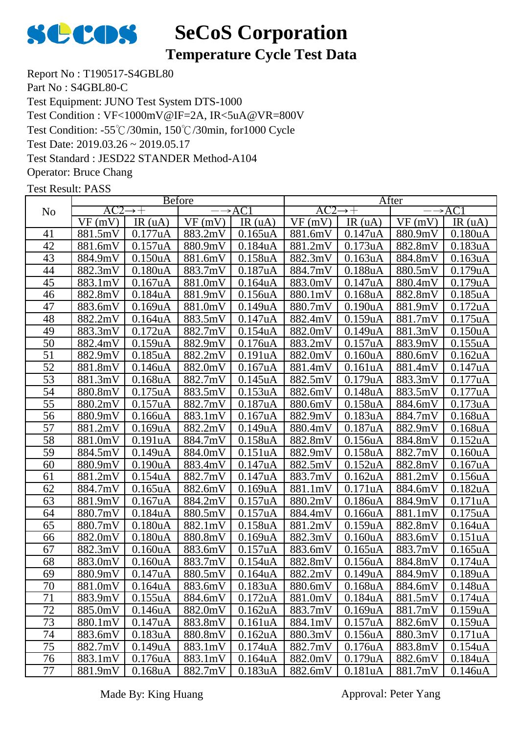# SeCoS Corporation

## Temperature Cycle Test Data

Report No : T190517-S4GBL80

Part No : S4GBL80-C

Test Equipment: JUNO Test System DTS-1000

Test Condition : VF<1000mV@IF=2A, IR<5uA@VR=800V

Test Condition: -55℃/30min, 150℃/30min, for1000 Cycle

Test Date: 2019.03.26 ~ 2019.05.17

Test Standard : JESD22 STANDER Method-A104

Operator: Bruce Chang

Test Result: PASS

| No | Before | | | | After | | | |
|---|---|---|---|---|---|---|---|---|
| | AC2→+ | | −→AC1 | | AC2→+ | | −→AC1 | |
| | VF (mV) | IR (uA) | VF (mV) | IR (uA) | VF (mV) | IR (uA) | VF (mV) | IR (uA) |
| 41 | 881.5mV | 0.177uA | 883.2mV | 0.165uA | 881.6mV | 0.147uA | 880.9mV | 0.180uA |
| 42 | 881.6mV | 0.157uA | 880.9mV | 0.184uA | 881.2mV | 0.173uA | 882.8mV | 0.183uA |
| 43 | 884.9mV | 0.150uA | 881.6mV | 0.158uA | 882.3mV | 0.163uA | 884.8mV | 0.163uA |
| 44 | 882.3mV | 0.180uA | 883.7mV | 0.187uA | 884.7mV | 0.188uA | 880.5mV | 0.179uA |
| 45 | 883.1mV | 0.167uA | 881.0mV | 0.164uA | 883.0mV | 0.147uA | 880.4mV | 0.179uA |
| 46 | 882.8mV | 0.184uA | 881.9mV | 0.156uA | 880.1mV | 0.168uA | 882.8mV | 0.185uA |
| 47 | 883.6mV | 0.169uA | 881.0mV | 0.149uA | 880.7mV | 0.190uA | 881.9mV | 0.172uA |
| 48 | 882.2mV | 0.164uA | 883.5mV | 0.147uA | 882.4mV | 0.159uA | 881.7mV | 0.175uA |
| 49 | 883.3mV | 0.172uA | 882.7mV | 0.154uA | 882.0mV | 0.149uA | 881.3mV | 0.150uA |
| 50 | 882.4mV | 0.159uA | 882.9mV | 0.176uA | 883.2mV | 0.157uA | 883.9mV | 0.155uA |
| 51 | 882.9mV | 0.185uA | 882.2mV | 0.191uA | 882.0mV | 0.160uA | 880.6mV | 0.162uA |
| 52 | 881.8mV | 0.146uA | 882.0mV | 0.167uA | 881.4mV | 0.161uA | 881.4mV | 0.147uA |
| 53 | 881.3mV | 0.168uA | 882.7mV | 0.145uA | 882.5mV | 0.179uA | 883.3mV | 0.177uA |
| 54 | 880.8mV | 0.175uA | 883.5mV | 0.153uA | 882.6mV | 0.148uA | 883.5mV | 0.177uA |
| 55 | 880.2mV | 0.157uA | 882.7mV | 0.187uA | 880.6mV | 0.158uA | 884.6mV | 0.173uA |
| 56 | 880.9mV | 0.166uA | 883.1mV | 0.167uA | 882.9mV | 0.183uA | 884.7mV | 0.168uA |
| 57 | 881.2mV | 0.169uA | 882.2mV | 0.149uA | 880.4mV | 0.187uA | 882.9mV | 0.168uA |
| 58 | 881.0mV | 0.191uA | 884.7mV | 0.158uA | 882.8mV | 0.156uA | 884.8mV | 0.152uA |
| 59 | 884.5mV | 0.149uA | 884.0mV | 0.151uA | 882.9mV | 0.158uA | 882.7mV | 0.160uA |
| 60 | 880.9mV | 0.190uA | 883.4mV | 0.147uA | 882.5mV | 0.152uA | 882.8mV | 0.167uA |
| 61 | 881.2mV | 0.154uA | 882.7mV | 0.147uA | 883.7mV | 0.162uA | 881.2mV | 0.156uA |
| 62 | 884.7mV | 0.165uA | 882.6mV | 0.169uA | 881.1mV | 0.171uA | 884.6mV | 0.182uA |
| 63 | 881.9mV | 0.167uA | 884.2mV | 0.157uA | 880.2mV | 0.186uA | 884.9mV | 0.171uA |
| 64 | 880.7mV | 0.184uA | 880.5mV | 0.157uA | 884.4mV | 0.166uA | 881.1mV | 0.175uA |
| 65 | 880.7mV | 0.180uA | 882.1mV | 0.158uA | 881.2mV | 0.159uA | 882.8mV | 0.164uA |
| 66 | 882.0mV | 0.180uA | 880.8mV | 0.169uA | 882.3mV | 0.160uA | 883.6mV | 0.151uA |
| 67 | 882.3mV | 0.160uA | 883.6mV | 0.157uA | 883.6mV | 0.165uA | 883.7mV | 0.165uA |
| 68 | 883.0mV | 0.160uA | 883.7mV | 0.154uA | 882.8mV | 0.156uA | 884.8mV | 0.174uA |
| 69 | 880.9mV | 0.147uA | 880.5mV | 0.164uA | 882.2mV | 0.149uA | 884.9mV | 0.189uA |
| 70 | 881.0mV | 0.164uA | 883.6mV | 0.183uA | 880.6mV | 0.168uA | 884.6mV | 0.148uA |
| 71 | 883.9mV | 0.155uA | 884.6mV | 0.172uA | 881.0mV | 0.184uA | 881.5mV | 0.174uA |
| 72 | 885.0mV | 0.146uA | 882.0mV | 0.162uA | 883.7mV | 0.169uA | 881.7mV | 0.159uA |
| 73 | 880.1mV | 0.147uA | 883.8mV | 0.161uA | 884.1mV | 0.157uA | 882.6mV | 0.159uA |
| 74 | 883.6mV | 0.183uA | 880.8mV | 0.162uA | 880.3mV | 0.156uA | 880.3mV | 0.171uA |
| 75 | 882.7mV | 0.149uA | 883.1mV | 0.174uA | 882.7mV | 0.176uA | 883.8mV | 0.154uA |
| 76 | 883.1mV | 0.176uA | 883.1mV | 0.164uA | 882.0mV | 0.179uA | 882.6mV | 0.184uA |
| 77 | 881.9mV | 0.168uA | 882.7mV | 0.183uA | 882.6mV | 0.181uA | 881.7mV | 0.146uA |

Made By: King Huang

Approval: Peter Yang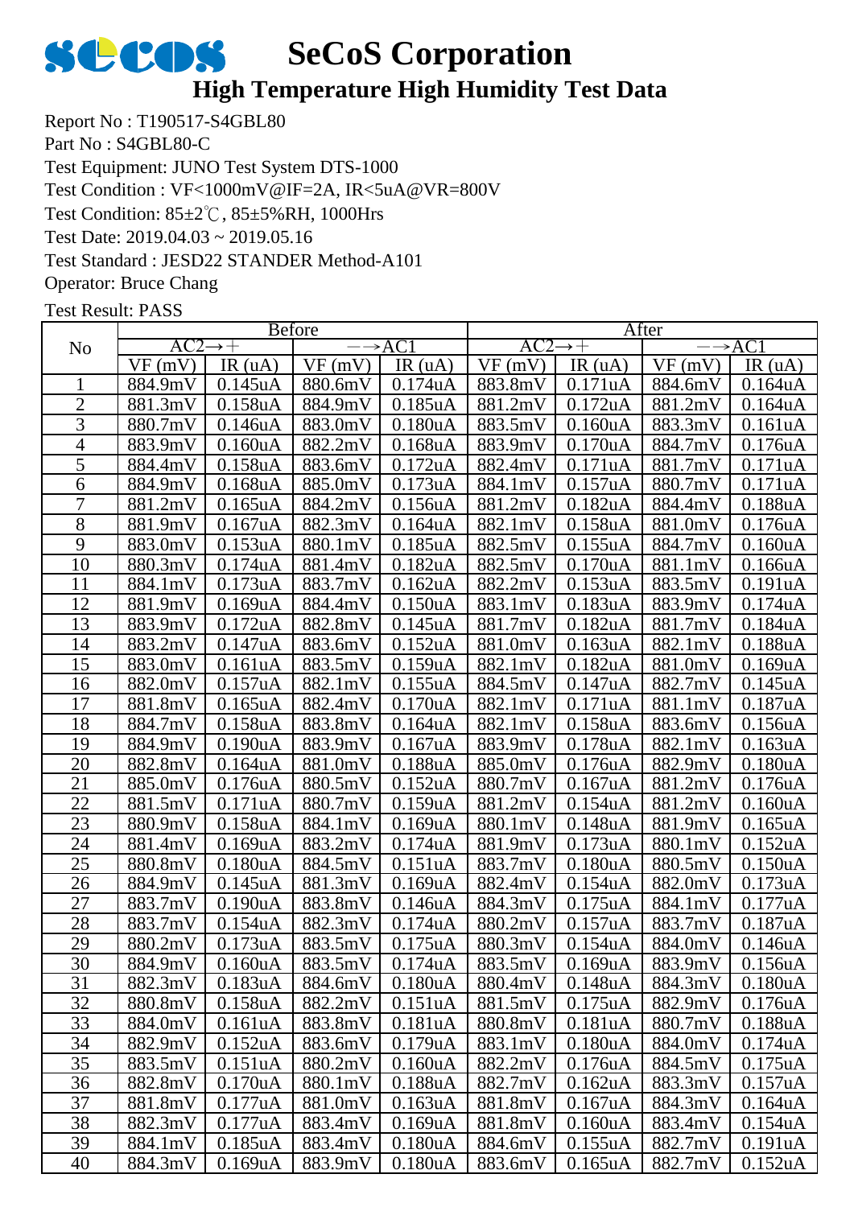# SeCoS Corporation

## High Temperature High Humidity Test Data

Report No : T190517-S4GBL80
Part No : S4GBL80-C
Test Equipment: JUNO Test System DTS-1000
Test Condition : VF<1000mV@IF=2A, IR<5uA@VR=800V
Test Condition: 85±2℃, 85±5%RH, 1000Hrs
Test Date: 2019.04.03 ~ 2019.05.16
Test Standard : JESD22 STANDER Method-A101
Operator: Bruce Chang
Test Result: PASS

| No | Before | | | | After | | | |
|---|---|---|---|---|---|---|---|---|
| | AC2→+ | | −→AC1 | | AC2→+ | | −→AC1 | |
| | VF (mV) | IR (uA) | VF (mV) | IR (uA) | VF (mV) | IR (uA) | VF (mV) | IR (uA) |
| 1 | 884.9mV | 0.145uA | 880.6mV | 0.174uA | 883.8mV | 0.171uA | 884.6mV | 0.164uA |
| 2 | 881.3mV | 0.158uA | 884.9mV | 0.185uA | 881.2mV | 0.172uA | 881.2mV | 0.164uA |
| 3 | 880.7mV | 0.146uA | 883.0mV | 0.180uA | 883.5mV | 0.160uA | 883.3mV | 0.161uA |
| 4 | 883.9mV | 0.160uA | 882.2mV | 0.168uA | 883.9mV | 0.170uA | 884.7mV | 0.176uA |
| 5 | 884.4mV | 0.158uA | 883.6mV | 0.172uA | 882.4mV | 0.171uA | 881.7mV | 0.171uA |
| 6 | 884.9mV | 0.168uA | 885.0mV | 0.173uA | 884.1mV | 0.157uA | 880.7mV | 0.171uA |
| 7 | 881.2mV | 0.165uA | 884.2mV | 0.156uA | 881.2mV | 0.182uA | 884.4mV | 0.188uA |
| 8 | 881.9mV | 0.167uA | 882.3mV | 0.164uA | 882.1mV | 0.158uA | 881.0mV | 0.176uA |
| 9 | 883.0mV | 0.153uA | 880.1mV | 0.185uA | 882.5mV | 0.155uA | 884.7mV | 0.160uA |
| 10 | 880.3mV | 0.174uA | 881.4mV | 0.182uA | 882.5mV | 0.170uA | 881.1mV | 0.166uA |
| 11 | 884.1mV | 0.173uA | 883.7mV | 0.162uA | 882.2mV | 0.153uA | 883.5mV | 0.191uA |
| 12 | 881.9mV | 0.169uA | 884.4mV | 0.150uA | 883.1mV | 0.183uA | 883.9mV | 0.174uA |
| 13 | 883.9mV | 0.172uA | 882.8mV | 0.145uA | 881.7mV | 0.182uA | 881.7mV | 0.184uA |
| 14 | 883.2mV | 0.147uA | 883.6mV | 0.152uA | 881.0mV | 0.163uA | 882.1mV | 0.188uA |
| 15 | 883.0mV | 0.161uA | 883.5mV | 0.159uA | 882.1mV | 0.182uA | 881.0mV | 0.169uA |
| 16 | 882.0mV | 0.157uA | 882.1mV | 0.155uA | 884.5mV | 0.147uA | 882.7mV | 0.145uA |
| 17 | 881.8mV | 0.165uA | 882.4mV | 0.170uA | 882.1mV | 0.171uA | 881.1mV | 0.187uA |
| 18 | 884.7mV | 0.158uA | 883.8mV | 0.164uA | 882.1mV | 0.158uA | 883.6mV | 0.156uA |
| 19 | 884.9mV | 0.190uA | 883.9mV | 0.167uA | 883.9mV | 0.178uA | 882.1mV | 0.163uA |
| 20 | 882.8mV | 0.164uA | 881.0mV | 0.188uA | 885.0mV | 0.176uA | 882.9mV | 0.180uA |
| 21 | 885.0mV | 0.176uA | 880.5mV | 0.152uA | 880.7mV | 0.167uA | 881.2mV | 0.176uA |
| 22 | 881.5mV | 0.171uA | 880.7mV | 0.159uA | 881.2mV | 0.154uA | 881.2mV | 0.160uA |
| 23 | 880.9mV | 0.158uA | 884.1mV | 0.169uA | 880.1mV | 0.148uA | 881.9mV | 0.165uA |
| 24 | 881.4mV | 0.169uA | 883.2mV | 0.174uA | 881.9mV | 0.173uA | 880.1mV | 0.152uA |
| 25 | 880.8mV | 0.180uA | 884.5mV | 0.151uA | 883.7mV | 0.180uA | 880.5mV | 0.150uA |
| 26 | 884.9mV | 0.145uA | 881.3mV | 0.169uA | 882.4mV | 0.154uA | 882.0mV | 0.173uA |
| 27 | 883.7mV | 0.190uA | 883.8mV | 0.146uA | 884.3mV | 0.175uA | 884.1mV | 0.177uA |
| 28 | 883.7mV | 0.154uA | 882.3mV | 0.174uA | 880.2mV | 0.157uA | 883.7mV | 0.187uA |
| 29 | 880.2mV | 0.173uA | 883.5mV | 0.175uA | 880.3mV | 0.154uA | 884.0mV | 0.146uA |
| 30 | 884.9mV | 0.160uA | 883.5mV | 0.174uA | 883.5mV | 0.169uA | 883.9mV | 0.156uA |
| 31 | 882.3mV | 0.183uA | 884.6mV | 0.180uA | 880.4mV | 0.148uA | 884.3mV | 0.180uA |
| 32 | 880.8mV | 0.158uA | 882.2mV | 0.151uA | 881.5mV | 0.175uA | 882.9mV | 0.176uA |
| 33 | 884.0mV | 0.161uA | 883.8mV | 0.181uA | 880.8mV | 0.181uA | 880.7mV | 0.188uA |
| 34 | 882.9mV | 0.152uA | 883.6mV | 0.179uA | 883.1mV | 0.180uA | 884.0mV | 0.174uA |
| 35 | 883.5mV | 0.151uA | 880.2mV | 0.160uA | 882.2mV | 0.176uA | 884.5mV | 0.175uA |
| 36 | 882.8mV | 0.170uA | 880.1mV | 0.188uA | 882.7mV | 0.162uA | 883.3mV | 0.157uA |
| 37 | 881.8mV | 0.177uA | 881.0mV | 0.163uA | 881.8mV | 0.167uA | 884.3mV | 0.164uA |
| 38 | 882.3mV | 0.177uA | 883.4mV | 0.169uA | 881.8mV | 0.160uA | 883.4mV | 0.154uA |
| 39 | 884.1mV | 0.185uA | 883.4mV | 0.180uA | 884.6mV | 0.155uA | 882.7mV | 0.191uA |
| 40 | 884.3mV | 0.169uA | 883.9mV | 0.180uA | 883.6mV | 0.165uA | 882.7mV | 0.152uA |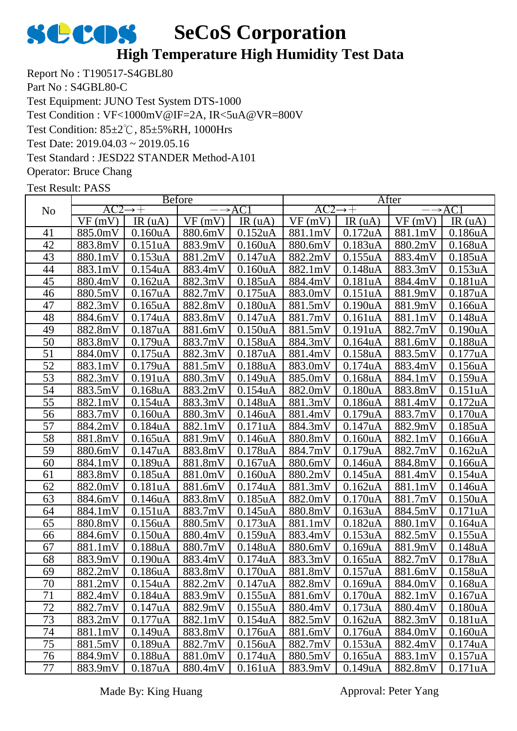# SeCoS Corporation

## High Temperature High Humidity Test Data

Report No : T190517-S4GBL80

Part No : S4GBL80-C

Test Equipment: JUNO Test System DTS-1000

Test Condition : VF<1000mV@IF=2A, IR<5uA@VR=800V

Test Condition: 85±2℃, 85±5%RH, 1000Hrs

Test Date: 2019.04.03 ~ 2019.05.16

Test Standard : JEDS22 STANDER Method-A101

Operator: Bruce Chang

Test Result: PASS

| No | Before | | | | After | | | |
|---|---|---|---|---|---|---|---|---|
| | AC2→+ | | −→AC1 | | AC2→+ | | −→AC1 | |
| | VF (mV) | IR (uA) | VF (mV) | IR (uA) | VF (mV) | IR (uA) | VF (mV) | IR (uA) |
| 41 | 885.0mV | 0.160uA | 880.6mV | 0.152uA | 881.1mV | 0.172uA | 881.1mV | 0.186uA |
| 42 | 883.8mV | 0.151uA | 883.9mV | 0.160uA | 880.6mV | 0.183uA | 880.2mV | 0.168uA |
| 43 | 880.1mV | 0.153uA | 881.2mV | 0.147uA | 882.2mV | 0.155uA | 883.4mV | 0.185uA |
| 44 | 883.1mV | 0.154uA | 883.4mV | 0.160uA | 882.1mV | 0.148uA | 883.3mV | 0.153uA |
| 45 | 880.4mV | 0.162uA | 882.3mV | 0.185uA | 884.4mV | 0.181uA | 884.4mV | 0.181uA |
| 46 | 880.5mV | 0.167uA | 882.7mV | 0.175uA | 883.0mV | 0.151uA | 881.9mV | 0.187uA |
| 47 | 882.3mV | 0.165uA | 882.8mV | 0.180uA | 881.5mV | 0.190uA | 881.9mV | 0.166uA |
| 48 | 884.6mV | 0.174uA | 883.8mV | 0.147uA | 881.7mV | 0.161uA | 881.1mV | 0.148uA |
| 49 | 882.8mV | 0.187uA | 881.6mV | 0.150uA | 881.5mV | 0.191uA | 882.7mV | 0.190uA |
| 50 | 883.8mV | 0.179uA | 883.7mV | 0.158uA | 884.3mV | 0.164uA | 881.6mV | 0.188uA |
| 51 | 884.0mV | 0.175uA | 882.3mV | 0.187uA | 881.4mV | 0.158uA | 883.5mV | 0.177uA |
| 52 | 883.1mV | 0.179uA | 881.5mV | 0.188uA | 883.0mV | 0.174uA | 883.4mV | 0.156uA |
| 53 | 882.3mV | 0.191uA | 880.3mV | 0.149uA | 885.0mV | 0.168uA | 884.1mV | 0.159uA |
| 54 | 883.5mV | 0.168uA | 883.2mV | 0.154uA | 882.0mV | 0.180uA | 883.8mV | 0.151uA |
| 55 | 882.1mV | 0.154uA | 883.3mV | 0.148uA | 881.3mV | 0.186uA | 881.4mV | 0.172uA |
| 56 | 883.7mV | 0.160uA | 880.3mV | 0.146uA | 881.4mV | 0.179uA | 883.7mV | 0.170uA |
| 57 | 884.2mV | 0.184uA | 882.1mV | 0.171uA | 884.3mV | 0.147uA | 882.9mV | 0.185uA |
| 58 | 881.8mV | 0.165uA | 881.9mV | 0.146uA | 880.8mV | 0.160uA | 882.1mV | 0.166uA |
| 59 | 880.6mV | 0.147uA | 883.8mV | 0.178uA | 884.7mV | 0.179uA | 882.7mV | 0.162uA |
| 60 | 884.1mV | 0.189uA | 881.8mV | 0.167uA | 880.6mV | 0.146uA | 884.8mV | 0.166uA |
| 61 | 883.8mV | 0.185uA | 881.0mV | 0.160uA | 880.2mV | 0.145uA | 881.4mV | 0.154uA |
| 62 | 882.0mV | 0.181uA | 881.6mV | 0.174uA | 881.3mV | 0.162uA | 881.1mV | 0.146uA |
| 63 | 884.6mV | 0.146uA | 883.8mV | 0.185uA | 882.0mV | 0.170uA | 881.7mV | 0.150uA |
| 64 | 884.1mV | 0.151uA | 883.7mV | 0.145uA | 880.8mV | 0.163uA | 884.5mV | 0.171uA |
| 65 | 880.8mV | 0.156uA | 880.5mV | 0.173uA | 881.1mV | 0.182uA | 880.1mV | 0.164uA |
| 66 | 884.6mV | 0.150uA | 880.4mV | 0.159uA | 883.4mV | 0.153uA | 882.5mV | 0.155uA |
| 67 | 881.1mV | 0.188uA | 880.7mV | 0.148uA | 880.6mV | 0.169uA | 881.9mV | 0.148uA |
| 68 | 883.9mV | 0.190uA | 883.4mV | 0.174uA | 883.3mV | 0.165uA | 882.7mV | 0.178uA |
| 69 | 882.2mV | 0.186uA | 883.8mV | 0.170uA | 881.8mV | 0.157uA | 881.6mV | 0.158uA |
| 70 | 881.2mV | 0.154uA | 882.2mV | 0.147uA | 882.8mV | 0.169uA | 884.0mV | 0.168uA |
| 71 | 882.4mV | 0.184uA | 883.9mV | 0.155uA | 881.6mV | 0.170uA | 882.1mV | 0.167uA |
| 72 | 882.7mV | 0.147uA | 882.9mV | 0.155uA | 880.4mV | 0.173uA | 880.4mV | 0.180uA |
| 73 | 883.2mV | 0.177uA | 882.1mV | 0.154uA | 882.5mV | 0.162uA | 882.3mV | 0.181uA |
| 74 | 881.1mV | 0.149uA | 883.8mV | 0.176uA | 881.6mV | 0.176uA | 884.0mV | 0.160uA |
| 75 | 881.5mV | 0.189uA | 882.7mV | 0.156uA | 882.7mV | 0.153uA | 882.4mV | 0.174uA |
| 76 | 884.9mV | 0.188uA | 881.0mV | 0.174uA | 880.5mV | 0.165uA | 883.1mV | 0.157uA |
| 77 | 883.9mV | 0.187uA | 880.4mV | 0.161uA | 883.9mV | 0.149uA | 882.8mV | 0.171uA |

Made By: King Huang　　　　Approval: Peter Yang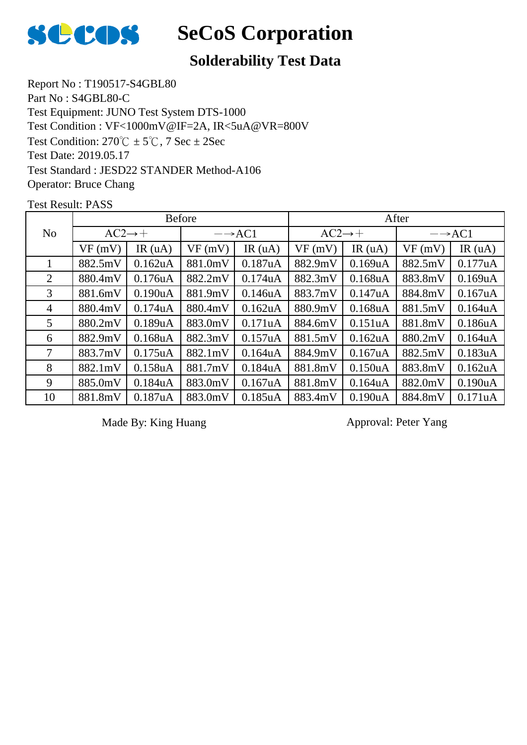# SeCoS Corporation

## Solderability Test Data

Report No : T190517-S4GBL80
Part No : S4GBL80-C
Test Equipment: JUNO Test System DTS-1000
Test Condition : VF<1000mV@IF=2A, IR<5uA@VR=800V
Test Condition: 270℃ ± 5℃, 7 Sec ± 2Sec
Test Date: 2019.05.17
Test Standard : JESD22 STANDER Method-A106
Operator: Bruce Chang

Test Result: PASS

| No | Before | | | | After | | | |
|---|---|---|---|---|---|---|---|---|
| | AC2→＋ | | －→AC1 | | AC2→＋ | | －→AC1 | |
| | VF (mV) | IR (uA) | VF (mV) | IR (uA) | VF (mV) | IR (uA) | VF (mV) | IR (uA) |
| 1 | 882.5mV | 0.162uA | 881.0mV | 0.187uA | 882.9mV | 0.169uA | 882.5mV | 0.177uA |
| 2 | 880.4mV | 0.176uA | 882.2mV | 0.174uA | 882.3mV | 0.168uA | 883.8mV | 0.169uA |
| 3 | 881.6mV | 0.190uA | 881.9mV | 0.146uA | 883.7mV | 0.147uA | 884.8mV | 0.167uA |
| 4 | 880.4mV | 0.174uA | 880.4mV | 0.162uA | 880.9mV | 0.168uA | 881.5mV | 0.164uA |
| 5 | 880.2mV | 0.189uA | 883.0mV | 0.171uA | 884.6mV | 0.151uA | 881.8mV | 0.186uA |
| 6 | 882.9mV | 0.168uA | 882.3mV | 0.157uA | 881.5mV | 0.162uA | 880.2mV | 0.164uA |
| 7 | 883.7mV | 0.175uA | 882.1mV | 0.164uA | 884.9mV | 0.167uA | 882.5mV | 0.183uA |
| 8 | 882.1mV | 0.158uA | 881.7mV | 0.184uA | 881.8mV | 0.150uA | 883.8mV | 0.162uA |
| 9 | 885.0mV | 0.184uA | 883.0mV | 0.167uA | 881.8mV | 0.164uA | 882.0mV | 0.190uA |
| 10 | 881.8mV | 0.187uA | 883.0mV | 0.185uA | 883.4mV | 0.190uA | 884.8mV | 0.171uA |

Made By: King Huang

Approval: Peter Yang